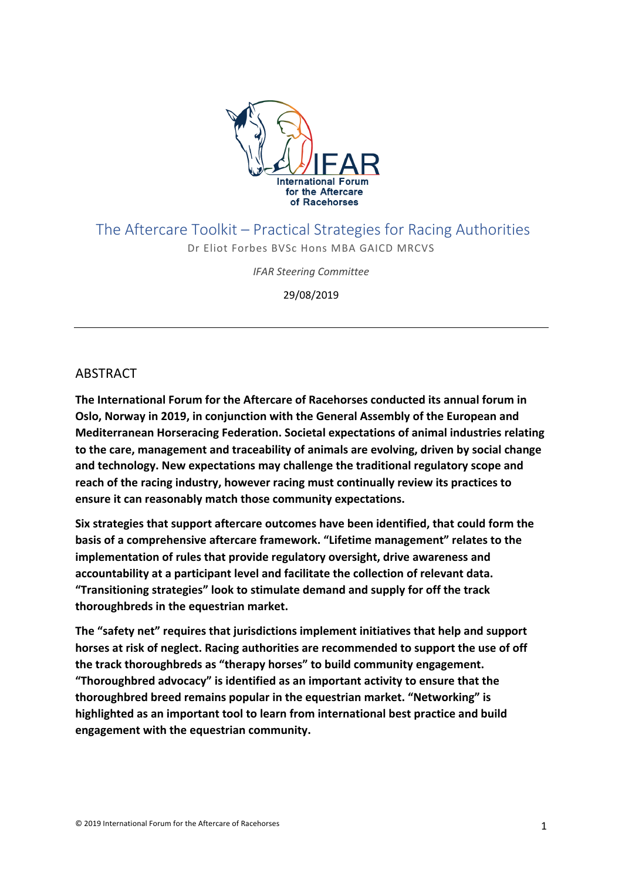IFAR
International Forum
for the Aftercare
of Racehorses

# The Aftercare Toolkit – Practical Strategies for Racing Authorities

Dr Eliot Forbes BVSc Hons MBA GAICD MRCVS

*IFAR Steering Committee*

29/08/2019

---

## ABSTRACT

**The International Forum for the Aftercare of Racehorses conducted its annual forum in Oslo, Norway in 2019, in conjunction with the General Assembly of the European and Mediterranean Horseracing Federation. Societal expectations of animal industries relating to the care, management and traceability of animals are evolving, driven by social change and technology. New expectations may challenge the traditional regulatory scope and reach of the racing industry, however racing must continually review its practices to ensure it can reasonably match those community expectations.**

**Six strategies that support aftercare outcomes have been identified, that could form the basis of a comprehensive aftercare framework. "Lifetime management" relates to the implementation of rules that provide regulatory oversight, drive awareness and accountability at a participant level and facilitate the collection of relevant data. "Transitioning strategies" look to stimulate demand and supply for off the track thoroughbreds in the equestrian market.**

**The "safety net" requires that jurisdictions implement initiatives that help and support horses at risk of neglect. Racing authorities are recommended to support the use of off the track thoroughbreds as "therapy horses" to build community engagement. "Thoroughbred advocacy" is identified as an important activity to ensure that the thoroughbred breed remains popular in the equestrian market. "Networking" is highlighted as an important tool to learn from international best practice and build engagement with the equestrian community.**

© 2019 International Forum for the Aftercare of Racehorses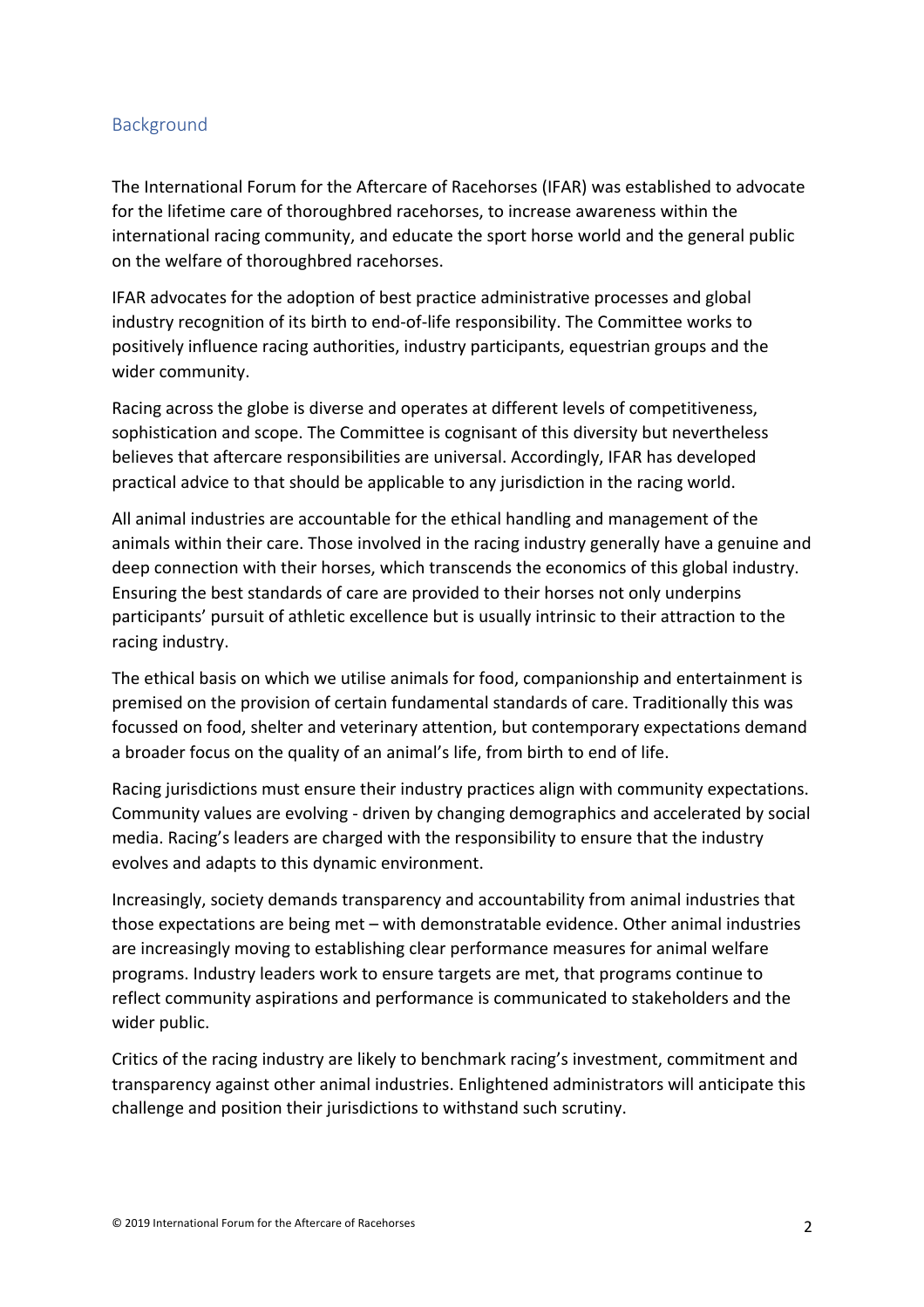## Background

The International Forum for the Aftercare of Racehorses (IFAR) was established to advocate for the lifetime care of thoroughbred racehorses, to increase awareness within the international racing community, and educate the sport horse world and the general public on the welfare of thoroughbred racehorses.

IFAR advocates for the adoption of best practice administrative processes and global industry recognition of its birth to end-of-life responsibility. The Committee works to positively influence racing authorities, industry participants, equestrian groups and the wider community.

Racing across the globe is diverse and operates at different levels of competitiveness, sophistication and scope. The Committee is cognisant of this diversity but nevertheless believes that aftercare responsibilities are universal. Accordingly, IFAR has developed practical advice to that should be applicable to any jurisdiction in the racing world.

All animal industries are accountable for the ethical handling and management of the animals within their care. Those involved in the racing industry generally have a genuine and deep connection with their horses, which transcends the economics of this global industry. Ensuring the best standards of care are provided to their horses not only underpins participants' pursuit of athletic excellence but is usually intrinsic to their attraction to the racing industry.

The ethical basis on which we utilise animals for food, companionship and entertainment is premised on the provision of certain fundamental standards of care. Traditionally this was focussed on food, shelter and veterinary attention, but contemporary expectations demand a broader focus on the quality of an animal's life, from birth to end of life.

Racing jurisdictions must ensure their industry practices align with community expectations. Community values are evolving - driven by changing demographics and accelerated by social media. Racing's leaders are charged with the responsibility to ensure that the industry evolves and adapts to this dynamic environment.

Increasingly, society demands transparency and accountability from animal industries that those expectations are being met – with demonstratable evidence. Other animal industries are increasingly moving to establishing clear performance measures for animal welfare programs. Industry leaders work to ensure targets are met, that programs continue to reflect community aspirations and performance is communicated to stakeholders and the wider public.

Critics of the racing industry are likely to benchmark racing's investment, commitment and transparency against other animal industries. Enlightened administrators will anticipate this challenge and position their jurisdictions to withstand such scrutiny.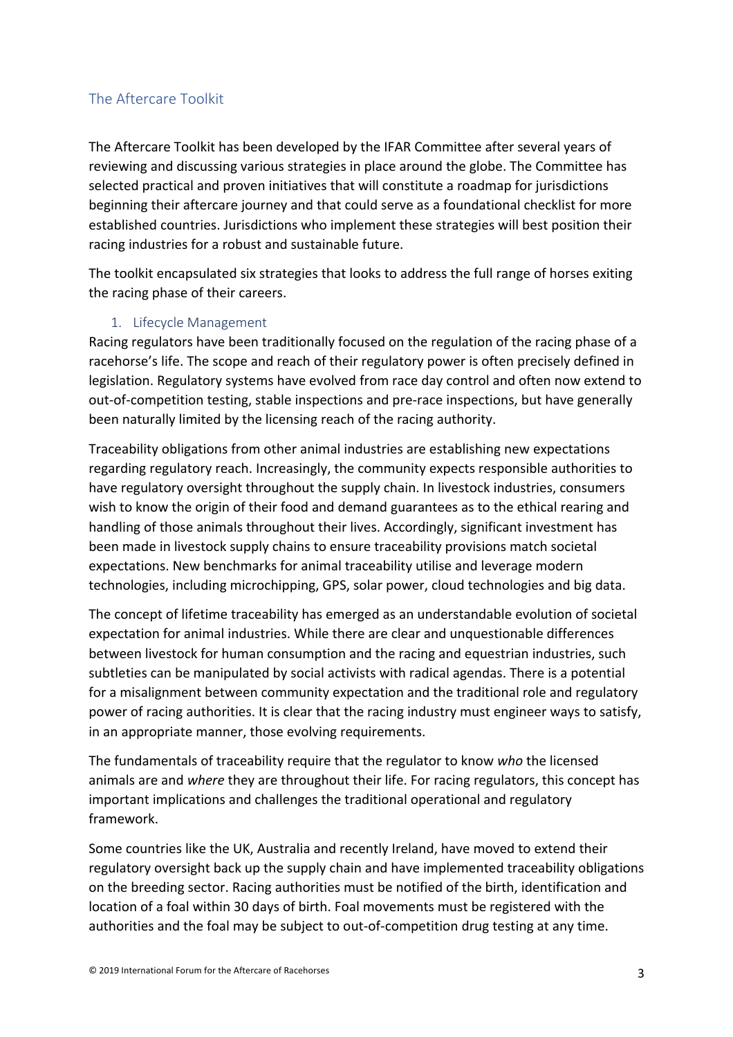## The Aftercare Toolkit

The Aftercare Toolkit has been developed by the IFAR Committee after several years of reviewing and discussing various strategies in place around the globe. The Committee has selected practical and proven initiatives that will constitute a roadmap for jurisdictions beginning their aftercare journey and that could serve as a foundational checklist for more established countries. Jurisdictions who implement these strategies will best position their racing industries for a robust and sustainable future.

The toolkit encapsulated six strategies that looks to address the full range of horses exiting the racing phase of their careers.

### 1. Lifecycle Management

Racing regulators have been traditionally focused on the regulation of the racing phase of a racehorse's life. The scope and reach of their regulatory power is often precisely defined in legislation. Regulatory systems have evolved from race day control and often now extend to out-of-competition testing, stable inspections and pre-race inspections, but have generally been naturally limited by the licensing reach of the racing authority.

Traceability obligations from other animal industries are establishing new expectations regarding regulatory reach. Increasingly, the community expects responsible authorities to have regulatory oversight throughout the supply chain. In livestock industries, consumers wish to know the origin of their food and demand guarantees as to the ethical rearing and handling of those animals throughout their lives. Accordingly, significant investment has been made in livestock supply chains to ensure traceability provisions match societal expectations. New benchmarks for animal traceability utilise and leverage modern technologies, including microchipping, GPS, solar power, cloud technologies and big data.

The concept of lifetime traceability has emerged as an understandable evolution of societal expectation for animal industries. While there are clear and unquestionable differences between livestock for human consumption and the racing and equestrian industries, such subtleties can be manipulated by social activists with radical agendas. There is a potential for a misalignment between community expectation and the traditional role and regulatory power of racing authorities. It is clear that the racing industry must engineer ways to satisfy, in an appropriate manner, those evolving requirements.

The fundamentals of traceability require that the regulator to know *who* the licensed animals are and *where* they are throughout their life. For racing regulators, this concept has important implications and challenges the traditional operational and regulatory framework.

Some countries like the UK, Australia and recently Ireland, have moved to extend their regulatory oversight back up the supply chain and have implemented traceability obligations on the breeding sector. Racing authorities must be notified of the birth, identification and location of a foal within 30 days of birth. Foal movements must be registered with the authorities and the foal may be subject to out-of-competition drug testing at any time.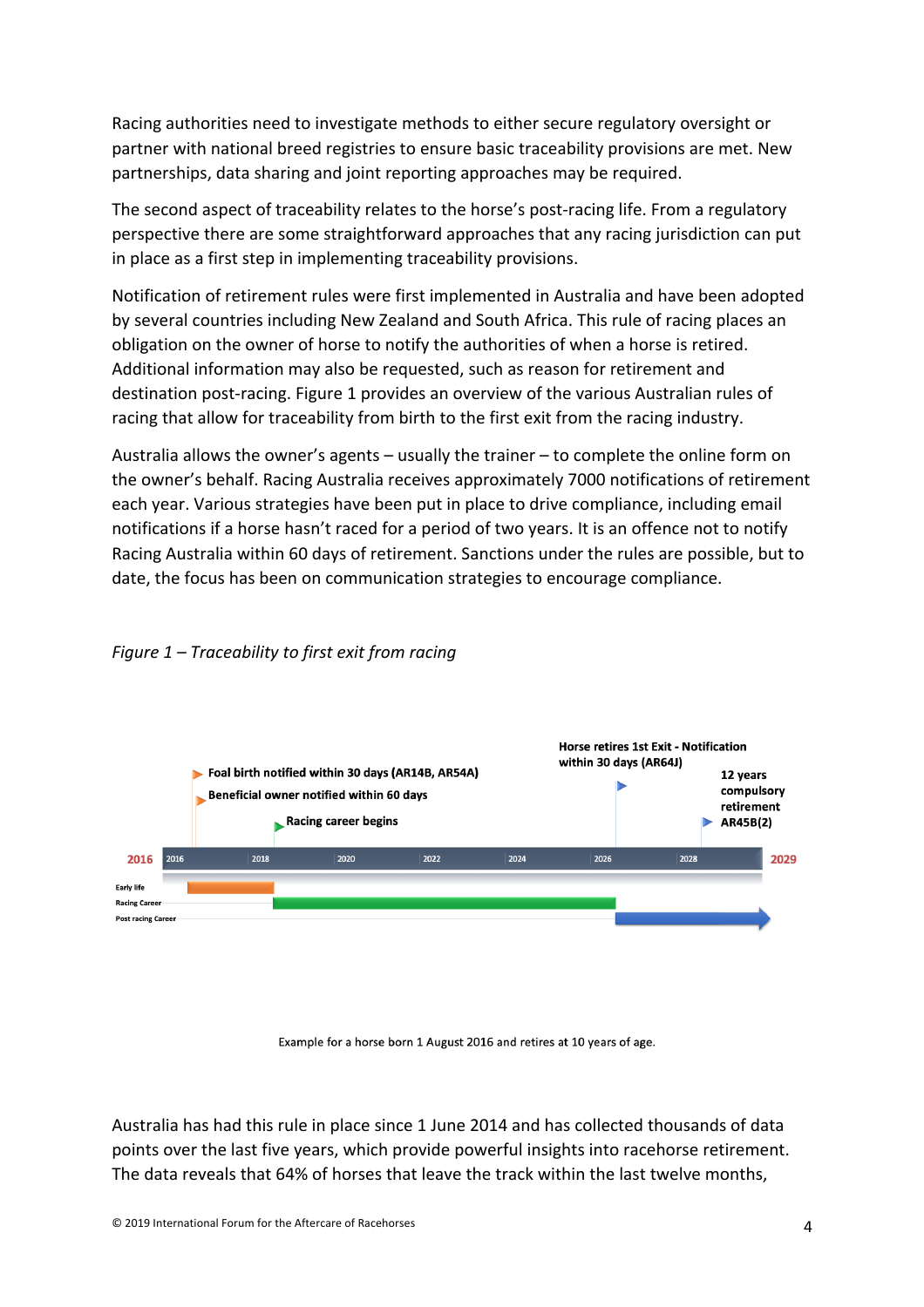Racing authorities need to investigate methods to either secure regulatory oversight or partner with national breed registries to ensure basic traceability provisions are met. New partnerships, data sharing and joint reporting approaches may be required.

The second aspect of traceability relates to the horse's post-racing life. From a regulatory perspective there are some straightforward approaches that any racing jurisdiction can put in place as a first step in implementing traceability provisions.

Notification of retirement rules were first implemented in Australia and have been adopted by several countries including New Zealand and South Africa. This rule of racing places an obligation on the owner of horse to notify the authorities of when a horse is retired. Additional information may also be requested, such as reason for retirement and destination post-racing. Figure 1 provides an overview of the various Australian rules of racing that allow for traceability from birth to the first exit from the racing industry.

Australia allows the owner's agents – usually the trainer – to complete the online form on the owner's behalf. Racing Australia receives approximately 7000 notifications of retirement each year. Various strategies have been put in place to drive compliance, including email notifications if a horse hasn't raced for a period of two years. It is an offence not to notify Racing Australia within 60 days of retirement. Sanctions under the rules are possible, but to date, the focus has been on communication strategies to encourage compliance.

*Figure 1 – Traceability to first exit from racing*

2016 | 2016 | 2018 | 2020 | 2022 | 2024 | 2026 | 2028 | 2029

- Foal birth notified within 30 days (AR14B, AR54A)
- Beneficial owner notified within 60 days
- Racing career begins
- Horse retires 1st Exit - Notification within 30 days (AR64J)
- 12 years compulsory retirement AR45B(2)

Early life | Racing Career | Post racing Career

Example for a horse born 1 August 2016 and retires at 10 years of age.

Australia has had this rule in place since 1 June 2014 and has collected thousands of data points over the last five years, which provide powerful insights into racehorse retirement. The data reveals that 64% of horses that leave the track within the last twelve months,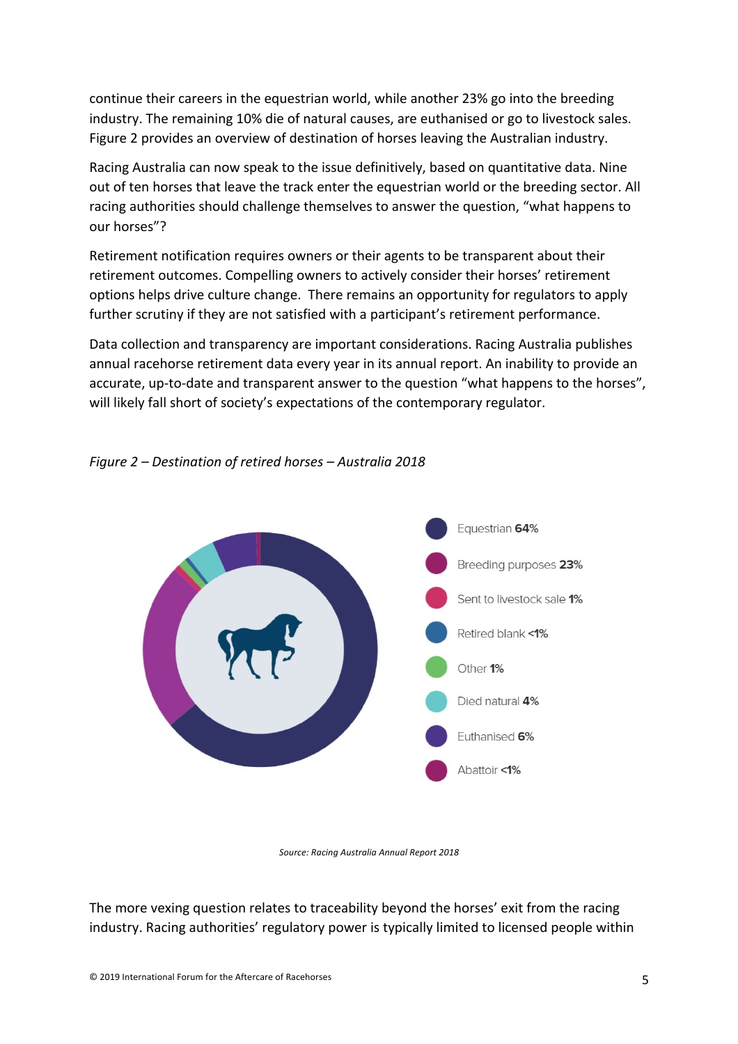continue their careers in the equestrian world, while another 23% go into the breeding industry. The remaining 10% die of natural causes, are euthanised or go to livestock sales. Figure 2 provides an overview of destination of horses leaving the Australian industry.

Racing Australia can now speak to the issue definitively, based on quantitative data. Nine out of ten horses that leave the track enter the equestrian world or the breeding sector. All racing authorities should challenge themselves to answer the question, "what happens to our horses"?

Retirement notification requires owners or their agents to be transparent about their retirement outcomes. Compelling owners to actively consider their horses' retirement options helps drive culture change. There remains an opportunity for regulators to apply further scrutiny if they are not satisfied with a participant's retirement performance.

Data collection and transparency are important considerations. Racing Australia publishes annual racehorse retirement data every year in its annual report. An inability to provide an accurate, up-to-date and transparent answer to the question "what happens to the horses", will likely fall short of society's expectations of the contemporary regulator.

*Figure 2 – Destination of retired horses – Australia 2018*

- Equestrian **64%**
- Breeding purposes **23%**
- Sent to livestock sale **1%**
- Retired blank **<1%**
- Other **1%**
- Died natural **4%**
- Euthanised **6%**
- Abattoir **<1%**

*Source: Racing Australia Annual Report 2018*

The more vexing question relates to traceability beyond the horses' exit from the racing industry. Racing authorities' regulatory power is typically limited to licensed people within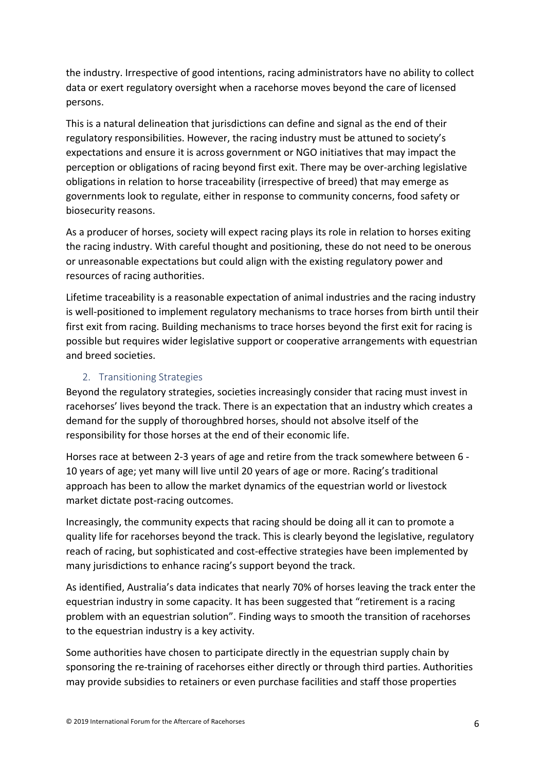the industry. Irrespective of good intentions, racing administrators have no ability to collect data or exert regulatory oversight when a racehorse moves beyond the care of licensed persons.

This is a natural delineation that jurisdictions can define and signal as the end of their regulatory responsibilities. However, the racing industry must be attuned to society's expectations and ensure it is across government or NGO initiatives that may impact the perception or obligations of racing beyond first exit. There may be over-arching legislative obligations in relation to horse traceability (irrespective of breed) that may emerge as governments look to regulate, either in response to community concerns, food safety or biosecurity reasons.

As a producer of horses, society will expect racing plays its role in relation to horses exiting the racing industry. With careful thought and positioning, these do not need to be onerous or unreasonable expectations but could align with the existing regulatory power and resources of racing authorities.

Lifetime traceability is a reasonable expectation of animal industries and the racing industry is well-positioned to implement regulatory mechanisms to trace horses from birth until their first exit from racing. Building mechanisms to trace horses beyond the first exit for racing is possible but requires wider legislative support or cooperative arrangements with equestrian and breed societies.

## 2. Transitioning Strategies

Beyond the regulatory strategies, societies increasingly consider that racing must invest in racehorses' lives beyond the track. There is an expectation that an industry which creates a demand for the supply of thoroughbred horses, should not absolve itself of the responsibility for those horses at the end of their economic life.

Horses race at between 2-3 years of age and retire from the track somewhere between 6 - 10 years of age; yet many will live until 20 years of age or more. Racing's traditional approach has been to allow the market dynamics of the equestrian world or livestock market dictate post-racing outcomes.

Increasingly, the community expects that racing should be doing all it can to promote a quality life for racehorses beyond the track. This is clearly beyond the legislative, regulatory reach of racing, but sophisticated and cost-effective strategies have been implemented by many jurisdictions to enhance racing's support beyond the track.

As identified, Australia's data indicates that nearly 70% of horses leaving the track enter the equestrian industry in some capacity. It has been suggested that "retirement is a racing problem with an equestrian solution". Finding ways to smooth the transition of racehorses to the equestrian industry is a key activity.

Some authorities have chosen to participate directly in the equestrian supply chain by sponsoring the re-training of racehorses either directly or through third parties. Authorities may provide subsidies to retainers or even purchase facilities and staff those properties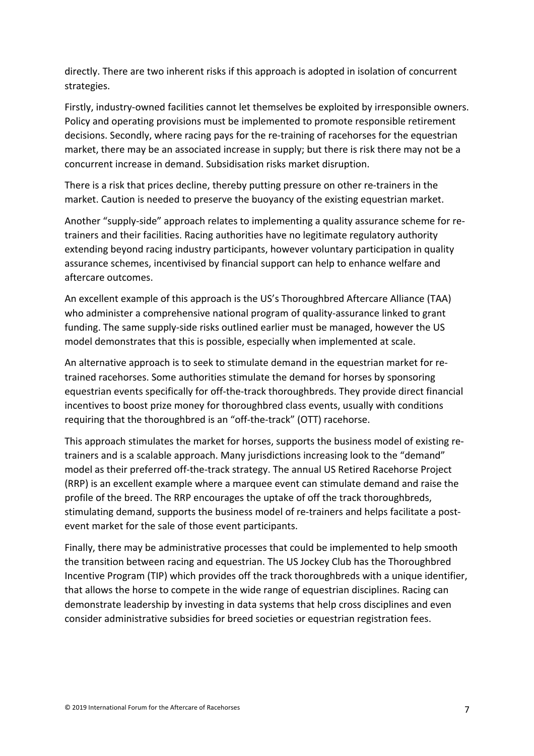directly. There are two inherent risks if this approach is adopted in isolation of concurrent strategies.

Firstly, industry-owned facilities cannot let themselves be exploited by irresponsible owners. Policy and operating provisions must be implemented to promote responsible retirement decisions. Secondly, where racing pays for the re-training of racehorses for the equestrian market, there may be an associated increase in supply; but there is risk there may not be a concurrent increase in demand. Subsidisation risks market disruption.

There is a risk that prices decline, thereby putting pressure on other re-trainers in the market. Caution is needed to preserve the buoyancy of the existing equestrian market.

Another "supply-side" approach relates to implementing a quality assurance scheme for re-trainers and their facilities. Racing authorities have no legitimate regulatory authority extending beyond racing industry participants, however voluntary participation in quality assurance schemes, incentivised by financial support can help to enhance welfare and aftercare outcomes.

An excellent example of this approach is the US's Thoroughbred Aftercare Alliance (TAA) who administer a comprehensive national program of quality-assurance linked to grant funding. The same supply-side risks outlined earlier must be managed, however the US model demonstrates that this is possible, especially when implemented at scale.

An alternative approach is to seek to stimulate demand in the equestrian market for re-trained racehorses. Some authorities stimulate the demand for horses by sponsoring equestrian events specifically for off-the-track thoroughbreds. They provide direct financial incentives to boost prize money for thoroughbred class events, usually with conditions requiring that the thoroughbred is an "off-the-track" (OTT) racehorse.

This approach stimulates the market for horses, supports the business model of existing re-trainers and is a scalable approach. Many jurisdictions increasing look to the "demand" model as their preferred off-the-track strategy. The annual US Retired Racehorse Project (RRP) is an excellent example where a marquee event can stimulate demand and raise the profile of the breed. The RRP encourages the uptake of off the track thoroughbreds, stimulating demand, supports the business model of re-trainers and helps facilitate a post-event market for the sale of those event participants.

Finally, there may be administrative processes that could be implemented to help smooth the transition between racing and equestrian. The US Jockey Club has the Thoroughbred Incentive Program (TIP) which provides off the track thoroughbreds with a unique identifier, that allows the horse to compete in the wide range of equestrian disciplines. Racing can demonstrate leadership by investing in data systems that help cross disciplines and even consider administrative subsidies for breed societies or equestrian registration fees.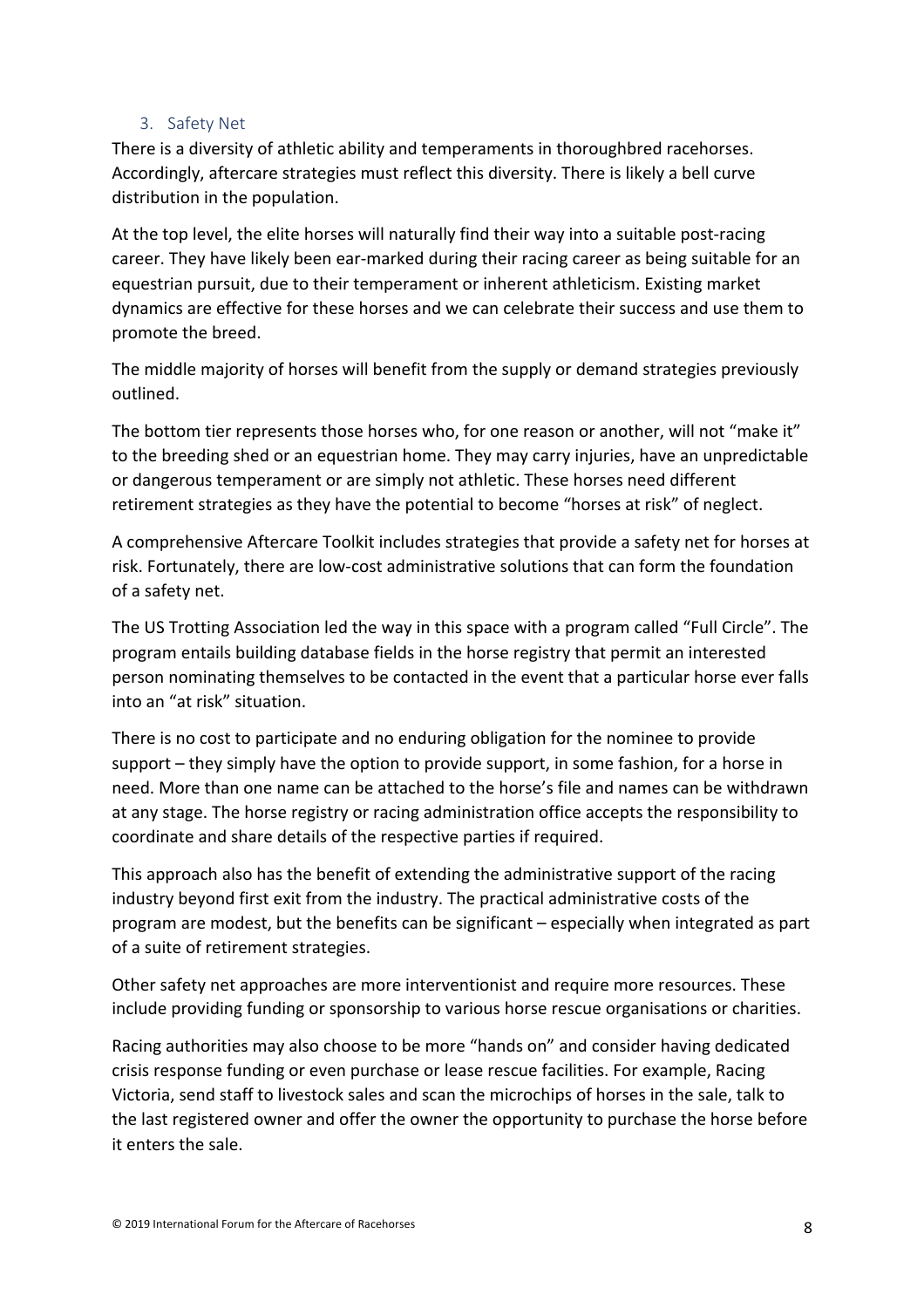### 3. Safety Net

There is a diversity of athletic ability and temperaments in thoroughbred racehorses. Accordingly, aftercare strategies must reflect this diversity. There is likely a bell curve distribution in the population.

At the top level, the elite horses will naturally find their way into a suitable post-racing career. They have likely been ear-marked during their racing career as being suitable for an equestrian pursuit, due to their temperament or inherent athleticism. Existing market dynamics are effective for these horses and we can celebrate their success and use them to promote the breed.

The middle majority of horses will benefit from the supply or demand strategies previously outlined.

The bottom tier represents those horses who, for one reason or another, will not "make it" to the breeding shed or an equestrian home. They may carry injuries, have an unpredictable or dangerous temperament or are simply not athletic. These horses need different retirement strategies as they have the potential to become "horses at risk" of neglect.

A comprehensive Aftercare Toolkit includes strategies that provide a safety net for horses at risk. Fortunately, there are low-cost administrative solutions that can form the foundation of a safety net.

The US Trotting Association led the way in this space with a program called "Full Circle". The program entails building database fields in the horse registry that permit an interested person nominating themselves to be contacted in the event that a particular horse ever falls into an "at risk" situation.

There is no cost to participate and no enduring obligation for the nominee to provide support – they simply have the option to provide support, in some fashion, for a horse in need. More than one name can be attached to the horse's file and names can be withdrawn at any stage. The horse registry or racing administration office accepts the responsibility to coordinate and share details of the respective parties if required.

This approach also has the benefit of extending the administrative support of the racing industry beyond first exit from the industry. The practical administrative costs of the program are modest, but the benefits can be significant – especially when integrated as part of a suite of retirement strategies.

Other safety net approaches are more interventionist and require more resources. These include providing funding or sponsorship to various horse rescue organisations or charities.

Racing authorities may also choose to be more "hands on" and consider having dedicated crisis response funding or even purchase or lease rescue facilities. For example, Racing Victoria, send staff to livestock sales and scan the microchips of horses in the sale, talk to the last registered owner and offer the owner the opportunity to purchase the horse before it enters the sale.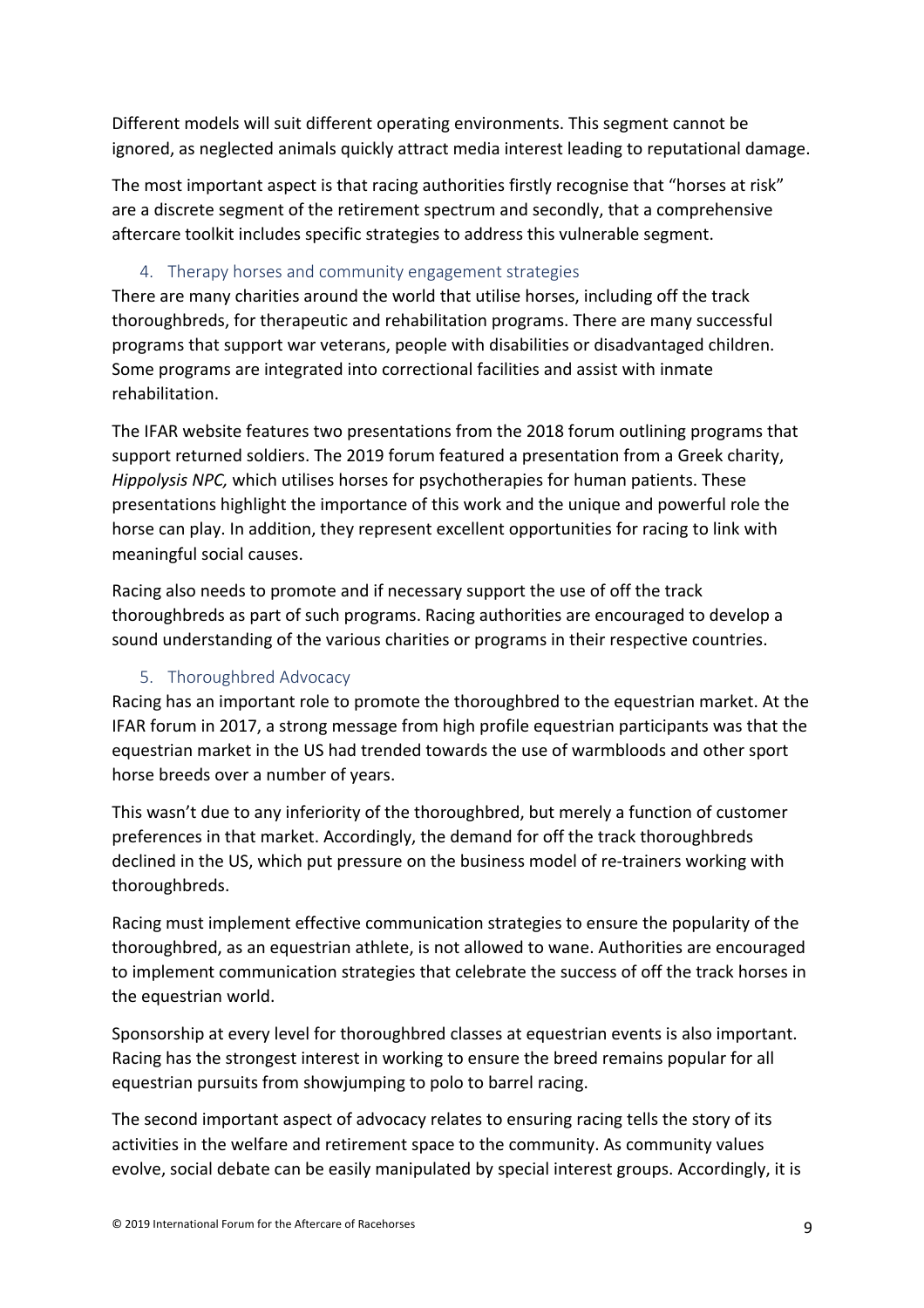Different models will suit different operating environments. This segment cannot be ignored, as neglected animals quickly attract media interest leading to reputational damage.

The most important aspect is that racing authorities firstly recognise that "horses at risk" are a discrete segment of the retirement spectrum and secondly, that a comprehensive aftercare toolkit includes specific strategies to address this vulnerable segment.

### 4. Therapy horses and community engagement strategies

There are many charities around the world that utilise horses, including off the track thoroughbreds, for therapeutic and rehabilitation programs. There are many successful programs that support war veterans, people with disabilities or disadvantaged children. Some programs are integrated into correctional facilities and assist with inmate rehabilitation.

The IFAR website features two presentations from the 2018 forum outlining programs that support returned soldiers. The 2019 forum featured a presentation from a Greek charity, *Hippolysis NPC,* which utilises horses for psychotherapies for human patients. These presentations highlight the importance of this work and the unique and powerful role the horse can play. In addition, they represent excellent opportunities for racing to link with meaningful social causes.

Racing also needs to promote and if necessary support the use of off the track thoroughbreds as part of such programs. Racing authorities are encouraged to develop a sound understanding of the various charities or programs in their respective countries.

### 5. Thoroughbred Advocacy

Racing has an important role to promote the thoroughbred to the equestrian market. At the IFAR forum in 2017, a strong message from high profile equestrian participants was that the equestrian market in the US had trended towards the use of warmbloods and other sport horse breeds over a number of years.

This wasn't due to any inferiority of the thoroughbred, but merely a function of customer preferences in that market. Accordingly, the demand for off the track thoroughbreds declined in the US, which put pressure on the business model of re-trainers working with thoroughbreds.

Racing must implement effective communication strategies to ensure the popularity of the thoroughbred, as an equestrian athlete, is not allowed to wane. Authorities are encouraged to implement communication strategies that celebrate the success of off the track horses in the equestrian world.

Sponsorship at every level for thoroughbred classes at equestrian events is also important. Racing has the strongest interest in working to ensure the breed remains popular for all equestrian pursuits from showjumping to polo to barrel racing.

The second important aspect of advocacy relates to ensuring racing tells the story of its activities in the welfare and retirement space to the community. As community values evolve, social debate can be easily manipulated by special interest groups. Accordingly, it is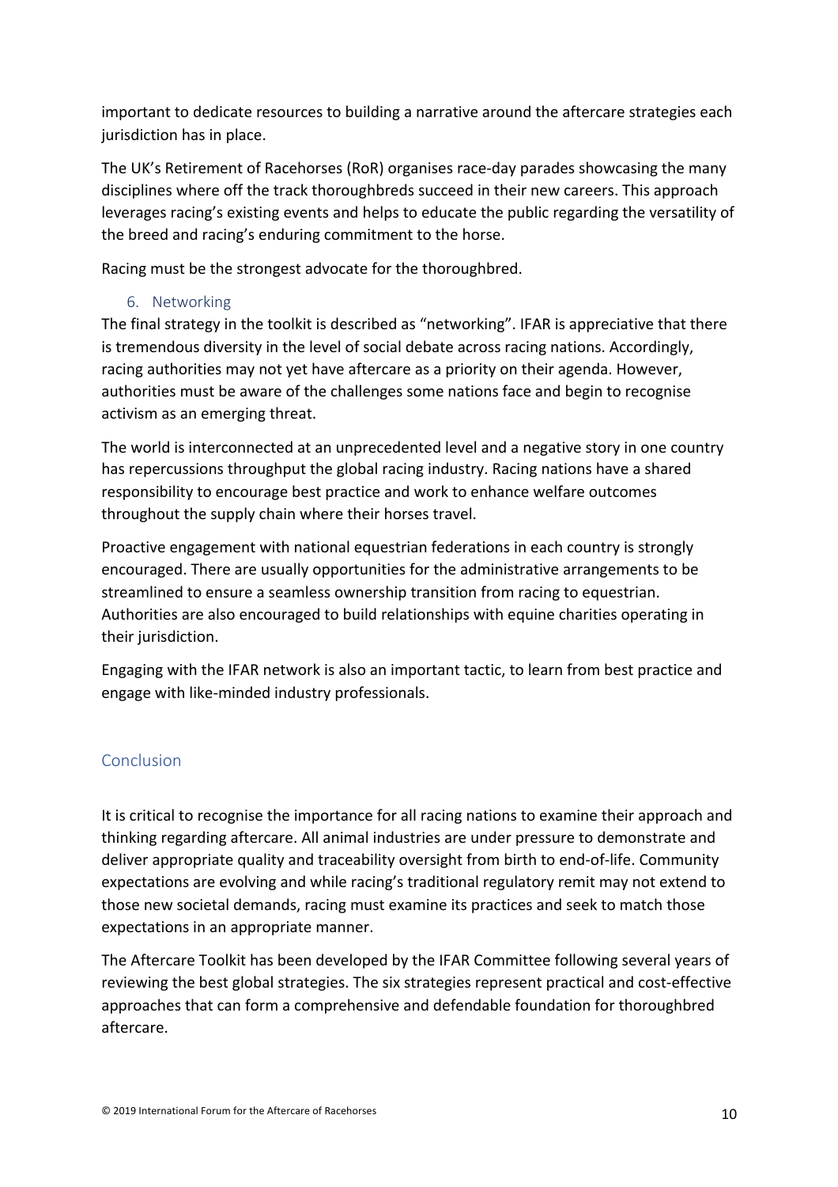important to dedicate resources to building a narrative around the aftercare strategies each jurisdiction has in place.

The UK's Retirement of Racehorses (RoR) organises race-day parades showcasing the many disciplines where off the track thoroughbreds succeed in their new careers. This approach leverages racing's existing events and helps to educate the public regarding the versatility of the breed and racing's enduring commitment to the horse.

Racing must be the strongest advocate for the thoroughbred.

### 6. Networking

The final strategy in the toolkit is described as "networking". IFAR is appreciative that there is tremendous diversity in the level of social debate across racing nations. Accordingly, racing authorities may not yet have aftercare as a priority on their agenda. However, authorities must be aware of the challenges some nations face and begin to recognise activism as an emerging threat.

The world is interconnected at an unprecedented level and a negative story in one country has repercussions throughput the global racing industry. Racing nations have a shared responsibility to encourage best practice and work to enhance welfare outcomes throughout the supply chain where their horses travel.

Proactive engagement with national equestrian federations in each country is strongly encouraged. There are usually opportunities for the administrative arrangements to be streamlined to ensure a seamless ownership transition from racing to equestrian. Authorities are also encouraged to build relationships with equine charities operating in their jurisdiction.

Engaging with the IFAR network is also an important tactic, to learn from best practice and engage with like-minded industry professionals.

## Conclusion

It is critical to recognise the importance for all racing nations to examine their approach and thinking regarding aftercare. All animal industries are under pressure to demonstrate and deliver appropriate quality and traceability oversight from birth to end-of-life. Community expectations are evolving and while racing's traditional regulatory remit may not extend to those new societal demands, racing must examine its practices and seek to match those expectations in an appropriate manner.

The Aftercare Toolkit has been developed by the IFAR Committee following several years of reviewing the best global strategies. The six strategies represent practical and cost-effective approaches that can form a comprehensive and defendable foundation for thoroughbred aftercare.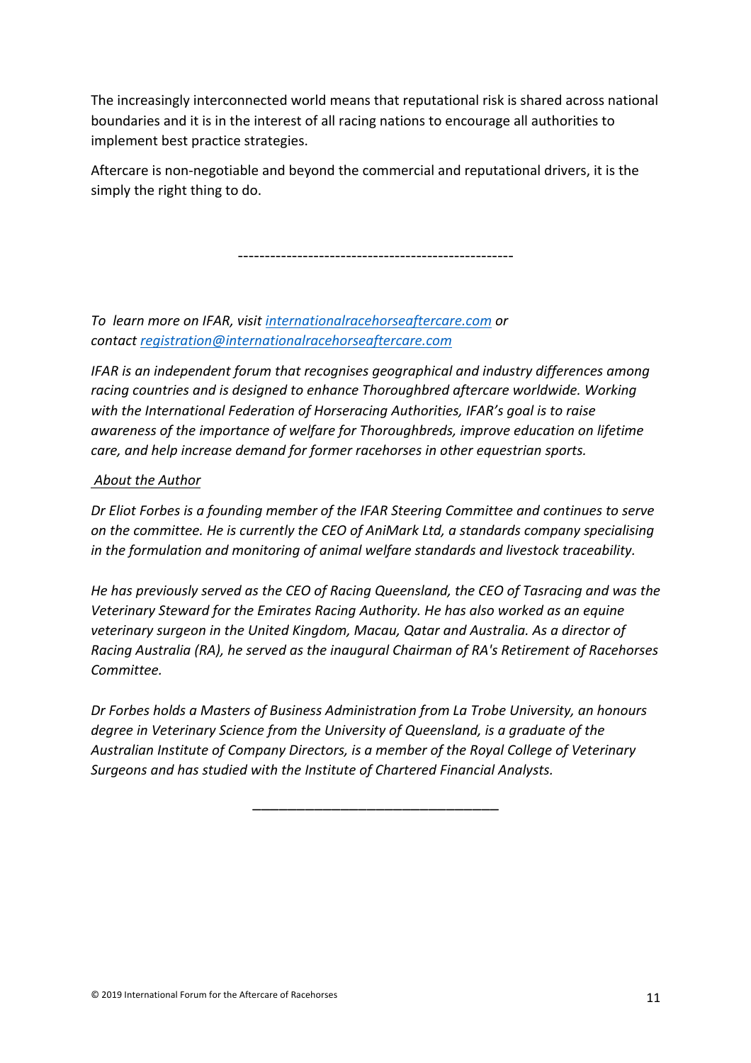The increasingly interconnected world means that reputational risk is shared across national boundaries and it is in the interest of all racing nations to encourage all authorities to implement best practice strategies.

Aftercare is non-negotiable and beyond the commercial and reputational drivers, it is the simply the right thing to do.

---

*To learn more on IFAR, visit [internationalracehorseaftercare.com](internationalracehorseaftercare.com) or contact [registration@internationalracehorseaftercare.com](mailto:registration@internationalracehorseaftercare.com)*

*IFAR is an independent forum that recognises geographical and industry differences among racing countries and is designed to enhance Thoroughbred aftercare worldwide. Working with the International Federation of Horseracing Authorities, IFAR's goal is to raise awareness of the importance of welfare for Thoroughbreds, improve education on lifetime care, and help increase demand for former racehorses in other equestrian sports.*

*About the Author*

*Dr Eliot Forbes is a founding member of the IFAR Steering Committee and continues to serve on the committee. He is currently the CEO of AniMark Ltd, a standards company specialising in the formulation and monitoring of animal welfare standards and livestock traceability.*

*He has previously served as the CEO of Racing Queensland, the CEO of Tasracing and was the Veterinary Steward for the Emirates Racing Authority. He has also worked as an equine veterinary surgeon in the United Kingdom, Macau, Qatar and Australia. As a director of Racing Australia (RA), he served as the inaugural Chairman of RA's Retirement of Racehorses Committee.*

*Dr Forbes holds a Masters of Business Administration from La Trobe University, an honours degree in Veterinary Science from the University of Queensland, is a graduate of the Australian Institute of Company Directors, is a member of the Royal College of Veterinary Surgeons and has studied with the Institute of Chartered Financial Analysts.*

---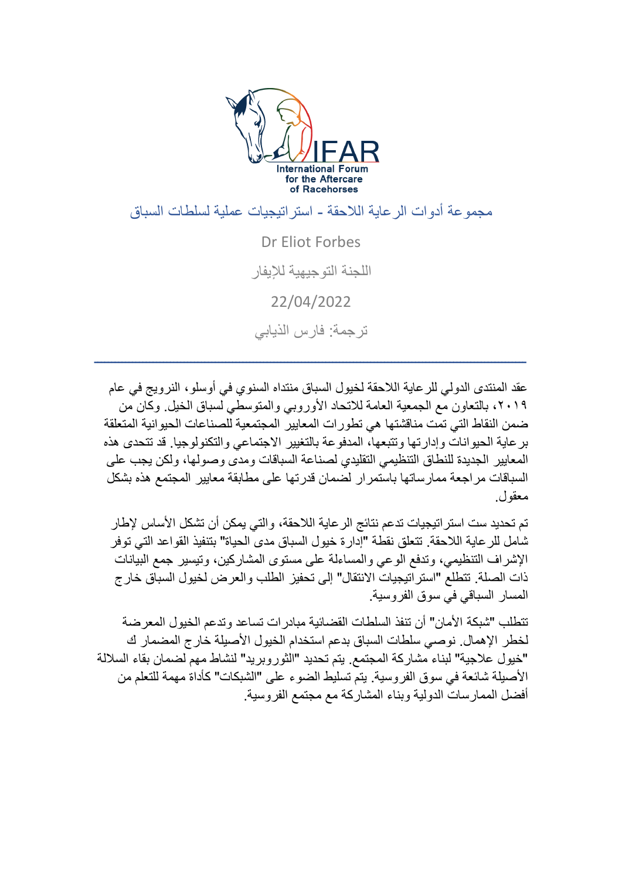International Forum for the Aftercare of Racehorses

# مجموعة أدوات الرعاية اللاحقة - استراتيجيات عملية لسلطات السباق

Dr Eliot Forbes

اللجنة التوجيهية للإيفار

22/04/2022

ترجمة: فارس الذيابي

---

عقد المنتدى الدولي للرعاية اللاحقة لخيول السباق منتداه السنوي في أوسلو، النرويج في عام ٢٠١٩، بالتعاون مع الجمعية العامة للاتحاد الأوروبي والمتوسطي لسباق الخيل. وكان من ضمن النقاط التي تمت مناقشتها هي تطورات المعايير المجتمعية للصناعات الحيوانية المتعلقة برعاية الحيوانات وإدارتها وتتبعها، المدفوعة بالتغيير الاجتماعي والتكنولوجيا. قد تتحدى هذه المعايير الجديدة للنطاق التنظيمي التقليدي لصناعة السباقات ومدى وصولها، ولكن يجب على السباقات مراجعة ممارساتها باستمرار لضمان قدرتها على مطابقة معايير المجتمع هذه بشكل معقول.

تم تحديد ست استراتيجيات تدعم نتائج الرعاية اللاحقة، والتي يمكن أن تشكل الأساس لإطار شامل للرعاية اللاحقة. تتعلق نقطة "إدارة خيول السباق مدى الحياة" بتنفيذ القواعد التي توفر الإشراف التنظيمي، وتدفع الوعي والمساءلة على مستوى المشاركين، وتيسير جمع البيانات ذات الصلة. تتطلع "استراتيجيات الانتقال" إلى تحفيز الطلب والعرض لخيول السباق خارج المسار السباقي في سوق الفروسية.

تتطلب "شبكة الأمان" أن تنفذ السلطات القضائية مبادرات تساعد وتدعم الخيول المعرضة لخطر الإهمال. نوصي سلطات السباق بدعم استخدام الخيول الأصيلة خارج المضمار ك "خيول علاجية" لبناء مشاركة المجتمع. يتم تحديد "الثوروبريد" لنشاط مهم لضمان بقاء السلالة الأصيلة شائعة في سوق الفروسية. يتم تسليط الضوء على "الشبكات" كأداة مهمة للتعلم من أفضل الممارسات الدولية وبناء المشاركة مع مجتمع الفروسية.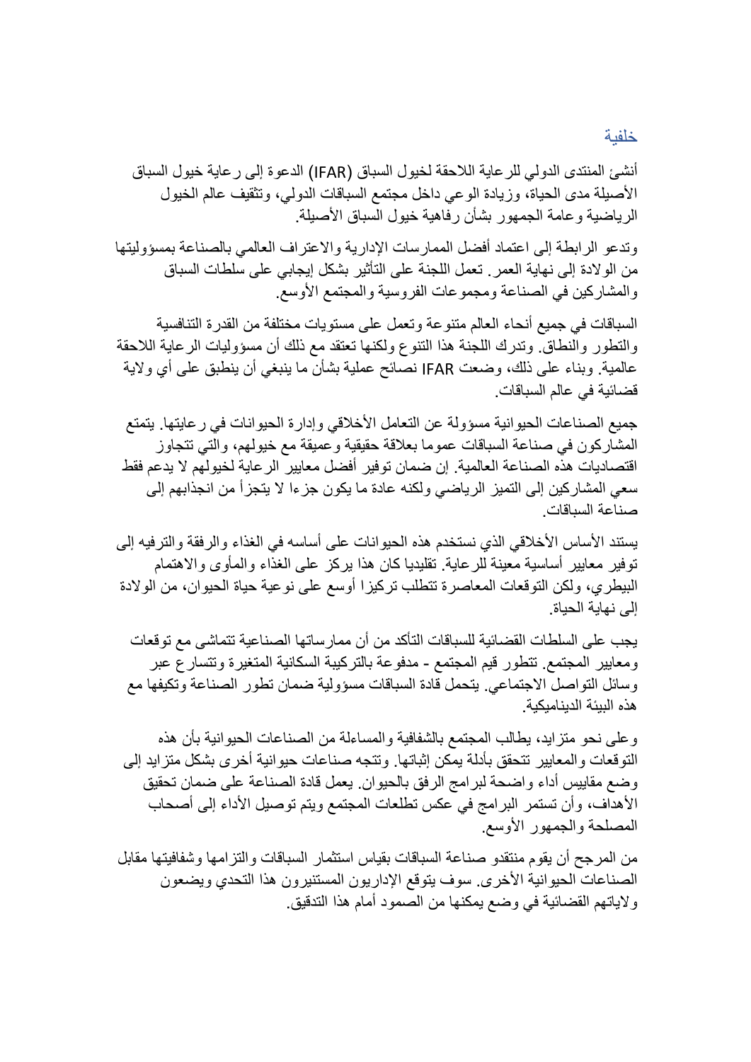## خلفية

أنشئ المنتدى الدولي للرعاية اللاحقة لخيول السباق (IFAR) الدعوة إلى رعاية خيول السباق الأصيلة مدى الحياة، وزيادة الوعي داخل مجتمع السباقات الدولي، وتثقيف عالم الخيول الرياضية وعامة الجمهور بشأن رفاهية خيول السباق الأصيلة.

وتدعو الرابطة إلى اعتماد أفضل الممارسات الإدارية والاعتراف العالمي بالصناعة بمسؤوليتها من الولادة إلى نهاية العمر. تعمل اللجنة على التأثير بشكل إيجابي على سلطات السباق والمشاركين في الصناعة ومجموعات الفروسية والمجتمع الأوسع.

السباقات في جميع أنحاء العالم متنوعة وتعمل على مستويات مختلفة من القدرة التنافسية والتطور والنطاق. وتدرك اللجنة هذا التنوع ولكنها تعتقد مع ذلك أن مسؤوليات الرعاية اللاحقة عالمية. وبناء على ذلك، وضعت IFAR نصائح عملية بشأن ما ينبغي أن ينطبق على أي ولاية قضائية في عالم السباقات.

جميع الصناعات الحيوانية مسؤولة عن التعامل الأخلاقي وإدارة الحيوانات في رعايتها. يتمتع المشاركون في صناعة السباقات عموما بعلاقة حقيقية وعميقة مع خيولهم، والتي تتجاوز اقتصاديات هذه الصناعة العالمية. إن ضمان توفير أفضل معايير الرعاية لخيولهم لا يدعم فقط سعي المشاركين إلى التميز الرياضي ولكنه عادة ما يكون جزءا لا يتجزأ من انجذابهم إلى صناعة السباقات.

يستند الأساس الأخلاقي الذي نستخدم هذه الحيوانات على أساسه في الغذاء والرفقة والترفيه إلى توفير معايير أساسية معينة للرعاية. تقليديا كان هذا يركز على الغذاء والمأوى والاهتمام البيطري، ولكن التوقعات المعاصرة تتطلب تركيزا أوسع على نوعية حياة الحيوان، من الولادة إلى نهاية الحياة.

يجب على السلطات القضائية للسباقات التأكد من أن ممارساتها الصناعية تتماشى مع توقعات ومعايير المجتمع. تتطور قيم المجتمع - مدفوعة بالتركيبة السكانية المتغيرة وتتسارع عبر وسائل التواصل الاجتماعي. يتحمل قادة السباقات مسؤولية ضمان تطور الصناعة وتكيفها مع هذه البيئة الديناميكية.

وعلى نحو متزايد، يطالب المجتمع بالشفافية والمساءلة من الصناعات الحيوانية بأن هذه التوقعات والمعايير تتحقق بأدلة يمكن إثباتها. وتتجه صناعات حيوانية أخرى بشكل متزايد إلى وضع مقاييس أداء واضحة لبرامج الرفق بالحيوان. يعمل قادة الصناعة على ضمان تحقيق الأهداف، وأن تستمر البرامج في عكس تطلعات المجتمع ويتم توصيل الأداء إلى أصحاب المصلحة والجمهور الأوسع.

من المرجح أن يقوم منتقدو صناعة السباقات بقياس استثمار السباقات والتزامها وشفافيتها مقابل الصناعات الحيوانية الأخرى. سوف يتوقع الإداريون المستنيرون هذا التحدي ويضعون ولاياتهم القضائية في وضع يمكنها من الصمود أمام هذا التدقيق.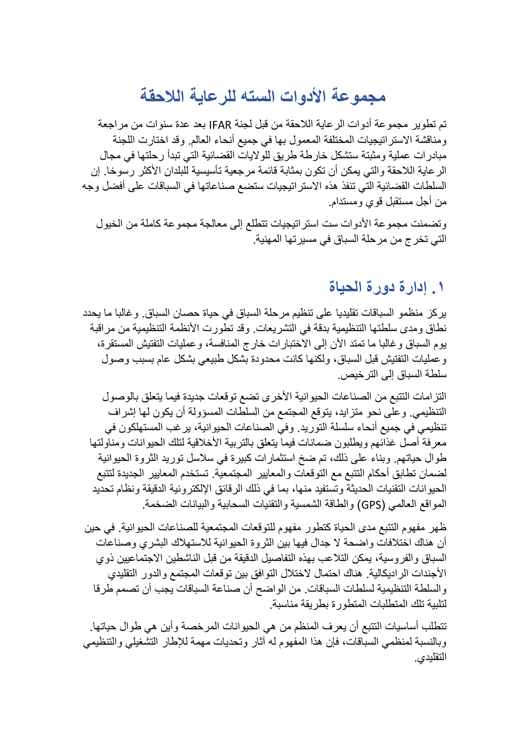# مجموعة الأدوات السته للرعاية اللاحقة

تم تطوير مجموعة أدوات الرعاية اللاحقة من قبل لجنة IFAR بعد عدة سنوات من مراجعة ومناقشة الاستراتيجيات المختلفة المعمول بها في جميع أنحاء العالم. وقد اختارت اللجنة مبادرات عملية ومثبتة ستشكل خارطة طريق للولايات القضائية التي تبدأ رحلتها في مجال الرعاية اللاحقة والتي يمكن أن تكون بمثابة قائمة مرجعية تأسيسية للبلدان الأكثر رسوخا. إن السلطات القضائية التي تنفذ هذه الاستراتيجيات ستضع صناعاتها في السباقات على أفضل وجه من أجل مستقبل قوي ومستدام.

وتضمنت مجموعة الأدوات ست استراتيجيات تتطلع إلى معالجة مجموعة كاملة من الخيول التي تخرج من مرحلة السباق في مسيرتها المهنية.

## ١. إدارة دورة الحياة

يركز منظمو السباقات تقليديا على تنظيم مرحلة السباق في حياة حصان السباق. وغالبا ما يحدد نطاق ومدى سلطتها التنظيمية بدقة في التشريعات. وقد تطورت الأنظمة التنظيمية من مراقبة يوم السباق وغالبا ما تمتد الآن إلى الاختبارات خارج المنافسة، وعمليات التفتيش المستقرة، وعمليات التفتيش قبل السباق، ولكنها كانت محدودة بشكل طبيعي بشكل عام بسبب وصول سلطة السباق إلى الترخيص.

التزامات التتبع من الصناعات الحيوانية الأخرى تضع توقعات جديدة فيما يتعلق بالوصول التنظيمي. وعلى نحو متزايد، يتوقع المجتمع من السلطات المسؤولة أن يكون لها إشراف تنظيمي في جميع أنحاء سلسلة التوريد. وفي الصناعات الحيوانية، يرغب المستهلكون في معرفة أصل غذائهم ويطلبون ضمانات فيما يتعلق بالتربية الأخلاقية لتلك الحيوانات ومناولتها طوال حياتهم. وبناء على ذلك، تم ضخ استثمارات كبيرة في سلاسل توريد الثروة الحيوانية لضمان تطابق أحكام التتبع مع التوقعات والمعايير المجتمعية. تستخدم المعايير الجديدة لتتبع الحيوانات التقنيات الحديثة وتستفيد منها، بما في ذلك الرقائق الإلكترونية الدقيقة ونظام تحديد المواقع العالمي (GPS) والطاقة الشمسية والتقنيات السحابية والبيانات الضخمة.

ظهر مفهوم التتبع مدى الحياة كتطور مفهوم للتوقعات المجتمعية للصناعات الحيوانية. في حين أن هناك اختلافات واضحة لا جدال فيها بين الثروة الحيوانية للاستهلاك البشري وصناعات السباق والفروسية، يمكن التلاعب بهذه التفاصيل الدقيقة من قبل الناشطين الاجتماعيين ذوي الأجندات الراديكالية. هناك احتمال لاختلال التوافق بين توقعات المجتمع والدور التقليدي والسلطة التنظيمية لسلطات السباقات. من الواضح أن صناعة السباقات يجب أن تصمم طرقا لتلبية تلك المتطلبات المتطورة بطريقة مناسبة.

تتطلب أساسيات التتبع أن يعرف المنظم من هي الحيوانات المرخصة وأين هي طوال حياتها. وبالنسبة لمنظمي السباقات، فإن هذا المفهوم له آثار وتحديات مهمة للإطار التشغيلي والتنظيمي التقليدي.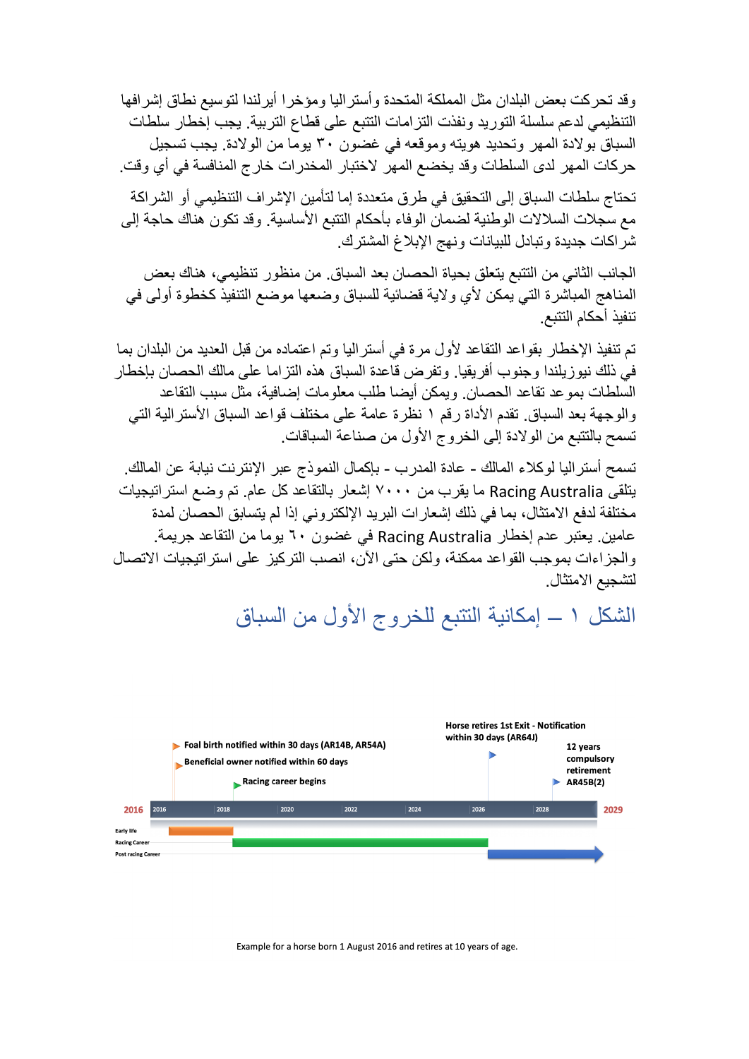وقد تحركت بعض البلدان مثل المملكة المتحدة وأستراليا ومؤخرا أيرلندا لتوسيع نطاق إشرافها التنظيمي لدعم سلسلة التوريد ونفذت التزامات التتبع على قطاع التربية. يجب إخطار سلطات السباق بولادة المهر وتحديد هويته وموقعه في غضون ٣٠ يوما من الولادة. يجب تسجيل حركات المهر لدى السلطات وقد يخضع المهر لاختبار المخدرات خارج المنافسة في أي وقت.

تحتاج سلطات السباق إلى التحقيق في طرق متعددة إما لتأمين الإشراف التنظيمي أو الشراكة مع سجلات السلالات الوطنية لضمان الوفاء بأحكام التتبع الأساسية. وقد تكون هناك حاجة إلى شراكات جديدة وتبادل للبيانات ونهج الإبلاغ المشترك.

الجانب الثاني من التتبع يتعلق بحياة الحصان بعد السباق. من منظور تنظيمي، هناك بعض المناهج المباشرة التي يمكن لأي ولاية قضائية للسباق وضعها موضع التنفيذ كخطوة أولى في تنفيذ أحكام التتبع.

تم تنفيذ الإخطار بقواعد التقاعد لأول مرة في أستراليا وتم اعتماده من قبل العديد من البلدان بما في ذلك نيوزيلندا وجنوب أفريقيا. وتفرض قاعدة السباق هذه التزاما على مالك الحصان بإخطار السلطات بموعد تقاعد الحصان. ويمكن أيضا طلب معلومات إضافية، مثل سبب التقاعد والوجهة بعد السباق. تقدم الأداة رقم ١ نظرة عامة على مختلف قواعد السباق الأسترالية التي تسمح بالتتبع من الولادة إلى الخروج الأول من صناعة السباقات.

تسمح أستراليا لوكلاء المالك - عادة المدرب - بإكمال النموذج عبر الإنترنت نيابة عن المالك. يتلقى Racing Australia ما يقرب من ٧٠٠٠ إشعار بالتقاعد كل عام. تم وضع استراتيجيات مختلفة لدفع الامتثال، بما في ذلك إشعارات البريد الإلكتروني إذا لم يتسابق الحصان لمدة عامين. يعتبر عدم إخطار Racing Australia في غضون ٦٠ يوما من التقاعد جريمة. والجزاءات بموجب القواعد ممكنة، ولكن حتى الآن، انصب التركيز على استراتيجيات الاتصال لتشجيع الامتثال.

## الشكل ١ – إمكانية التتبع للخروج الأول من السباق

Foal birth notified within 30 days (AR14B, AR54A)
Beneficial owner notified within 60 days
Racing career begins
Horse retires 1st Exit - Notification within 30 days (AR64J)
12 years compulsory retirement AR45B(2)

2016 | 2016 | 2018 | 2020 | 2022 | 2024 | 2026 | 2028 | 2029

Early life
Racing Career
Post racing Career

Example for a horse born 1 August 2016 and retires at 10 years of age.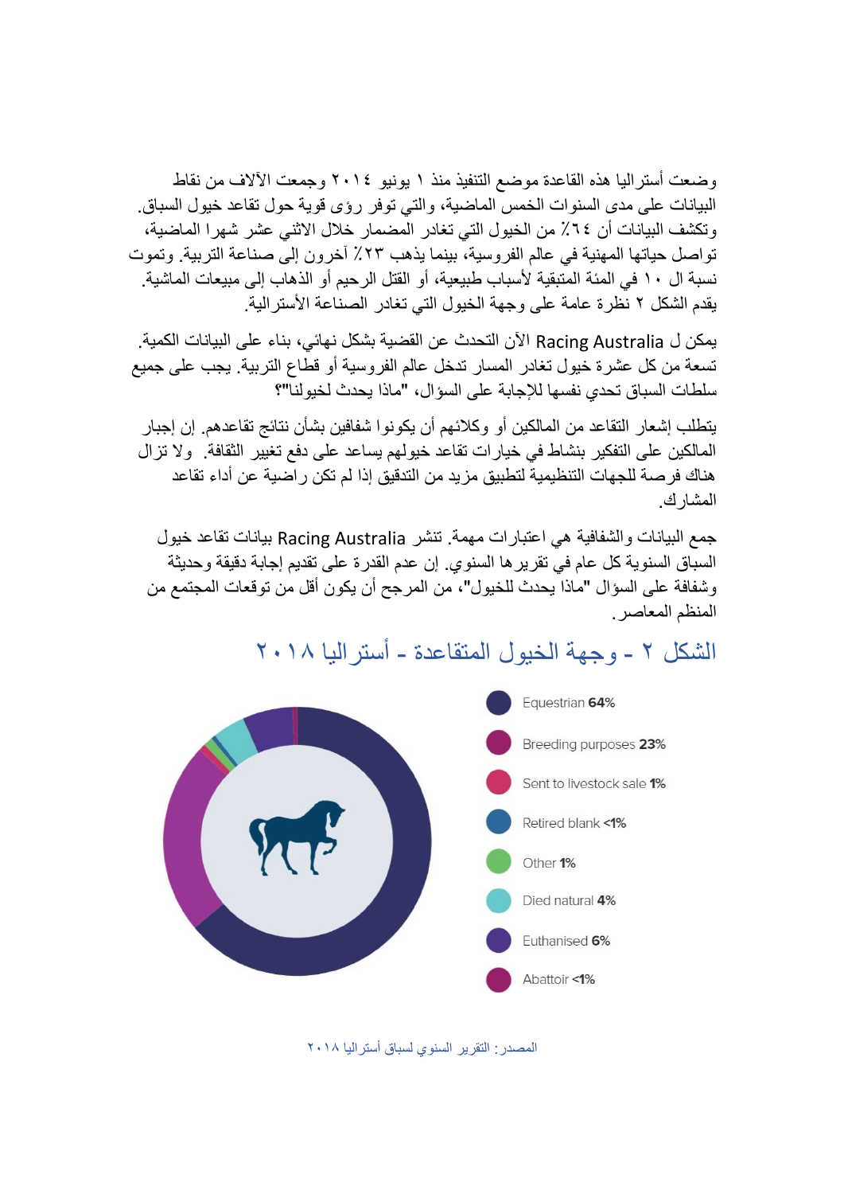وضعت أستراليا هذه القاعدة موضع التنفيذ منذ ١ يونيو ٢٠١٤ وجمعت الآلاف من نقاط البيانات على مدى السنوات الخمس الماضية، والتي توفر رؤى قوية حول تقاعد خيول السباق. وتكشف البيانات أن ٦٤٪ من الخيول التي تغادر المضمار خلال الاثني عشر شهرا الماضية، تواصل حياتها المهنية في عالم الفروسية، بينما يذهب ٢٣٪ آخرون إلى صناعة التربية. وتموت نسبة ال ١٠ في المئة المتبقية لأسباب طبيعية، أو القتل الرحيم أو الذهاب إلى مبيعات الماشية. يقدم الشكل ٢ نظرة عامة على وجهة الخيول التي تغادر الصناعة الأسترالية.

يمكن ل Racing Australia الآن التحدث عن القضية بشكل نهائي، بناء على البيانات الكمية. تسعة من كل عشرة خيول تغادر المسار تدخل عالم الفروسية أو قطاع التربية. يجب على جميع سلطات السباق تحدي نفسها للإجابة على السؤال، "ماذا يحدث لخيولنا؟"

يتطلب إشعار التقاعد من المالكين أو وكلائهم أن يكونوا شفافين بشأن نتائج تقاعدهم. إن إجبار المالكين على التفكير بنشاط في خيارات تقاعد خيولهم يساعد على دفع تغيير الثقافة. ولا تزال هناك فرصة للجهات التنظيمية لتطبيق مزيد من التدقيق إذا لم تكن راضية عن أداء تقاعد المشارك.

جمع البيانات والشفافية هي اعتبارات مهمة. تنشر Racing Australia بيانات تقاعد خيول السباق السنوية كل عام في تقريرها السنوي. إن عدم القدرة على تقديم إجابة دقيقة وحديثة وشفافة على السؤال "ماذا يحدث للخيول"، من المرجح أن يكون أقل من توقعات المجتمع من المنظم المعاصر.

## الشكل ٢ - وجهة الخيول المتقاعدة - أستراليا ٢٠١٨

- Equestrian **64%**
- Breeding purposes **23%**
- Sent to livestock sale **1%**
- Retired blank **<1%**
- Other **1%**
- Died natural **4%**
- Euthanised **6%**
- Abattoir **<1%**

المصدر: التقرير السنوي لسباق أستراليا ٢٠١٨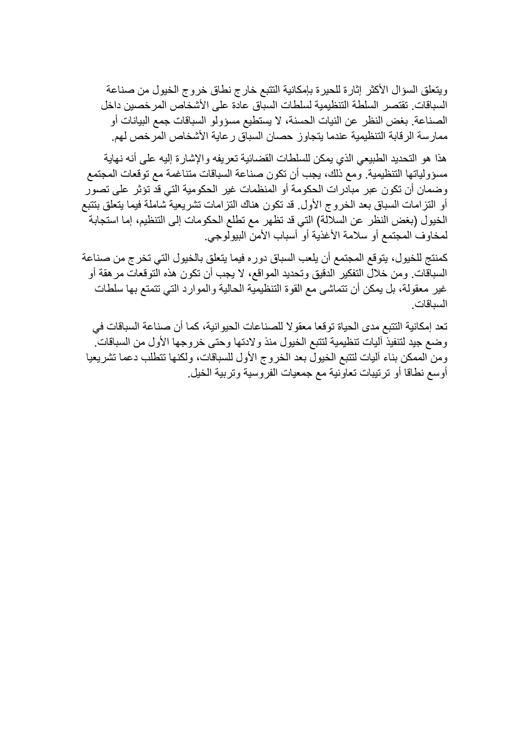ويتعلق السؤال الأكثر إثارة للحيرة بإمكانية التتبع خارج نطاق خروج الخيول من صناعة السباقات. تقتصر السلطة التنظيمية لسلطات السباق عادة على الأشخاص المرخصين داخل الصناعة. بغض النظر عن النيات الحسنة، لا يستطيع مسؤولو السباقات جمع البيانات أو ممارسة الرقابة التنظيمية عندما يتجاوز حصان السباق رعاية الأشخاص المرخص لهم.

هذا هو التحديد الطبيعي الذي يمكن للسلطات القضائية تعريفه والإشارة إليه على أنه نهاية مسؤولياتها التنظيمية. ومع ذلك، يجب أن تكون صناعة السباقات متناغمة مع توقعات المجتمع وضمان أن تكون عبر مبادرات الحكومة أو المنظمات غير الحكومية التي قد تؤثر على تصور أو التزامات السباق بعد الخروج الأول. قد تكون هناك التزامات تشريعية شاملة فيما يتعلق بتتبع الخيول (بغض النظر عن السلالة) التي قد تظهر مع تطلع الحكومات إلى التنظيم، إما استجابة لمخاوف المجتمع أو سلامة الأغذية أو أسباب الأمن البيولوجي.

كمنتج للخيول، يتوقع المجتمع أن يلعب السباق دوره فيما يتعلق بالخيول التي تخرج من صناعة السباقات. ومن خلال التفكير الدقيق وتحديد المواقع، لا يجب أن تكون هذه التوقعات مرهقة أو غير معقولة، بل يمكن أن تتماشى مع القوة التنظيمية الحالية والموارد التي تتمتع بها سلطات السباقات.

تعد إمكانية التتبع مدى الحياة توقعا معقولا للصناعات الحيوانية، كما أن صناعة السباقات في وضع جيد لتنفيذ آليات تنظيمية لتتبع الخيول منذ ولادتها وحتى خروجها الأول من السباقات. ومن الممكن بناء آليات لتتبع الخيول بعد الخروج الأول للسباقات، ولكنها تتطلب دعما تشريعيا أوسع نطاقا أو ترتيبات تعاونية مع جمعيات الفروسية وتربية الخيل.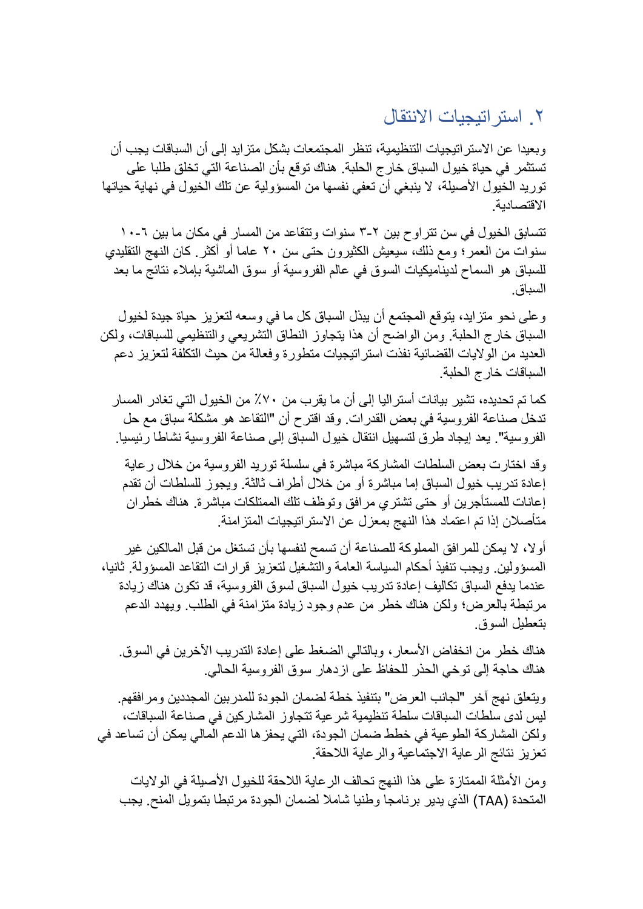## ٢. استراتيجيات الانتقال

وبعيدا عن الاستراتيجيات التنظيمية، تنظر المجتمعات بشكل متزايد إلى أن السباقات يجب أن تستثمر في حياة خيول السباق خارج الحلبة. هناك توقع بأن الصناعة التي تخلق طلبا على توريد الخيول الأصيلة، لا ينبغي أن تعفي نفسها من المسؤولية عن تلك الخيول في نهاية حياتها الاقتصادية.

تتسابق الخيول في سن تتراوح بين ٢-٣ سنوات وتتقاعد من المسار في مكان ما بين ٦-١٠ سنوات من العمر؛ ومع ذلك، سيعيش الكثيرون حتى سن ٢٠ عاما أو أكثر. كان النهج التقليدي للسباق هو السماح لديناميكيات السوق في عالم الفروسية أو سوق الماشية بإملاء نتائج ما بعد السباق.

وعلى نحو متزايد، يتوقع المجتمع أن يبذل السباق كل ما في وسعه لتعزيز حياة جيدة لخيول السباق خارج الحلبة. ومن الواضح أن هذا يتجاوز النطاق التشريعي والتنظيمي للسباقات، ولكن العديد من الولايات القضائية نفذت استراتيجيات متطورة وفعالة من حيث التكلفة لتعزيز دعم السباقات خارج الحلبة.

كما تم تحديده، تشير بيانات أستراليا إلى أن ما يقرب من ٧٠٪ من الخيول التي تغادر المسار تدخل صناعة الفروسية في بعض القدرات. وقد اقترح أن "التقاعد هو مشكلة سباق مع حل الفروسية". يعد إيجاد طرق لتسهيل انتقال خيول السباق إلى صناعة الفروسية نشاطا رئيسيا.

وقد اختارت بعض السلطات المشاركة مباشرة في سلسلة توريد الفروسية من خلال رعاية إعادة تدريب خيول السباق إما مباشرة أو من خلال أطراف ثالثة. ويجوز للسلطات أن تقدم إعانات للمستأجرين أو حتى تشتري مرافق وتوظف تلك الممتلكات مباشرة. هناك خطران متأصلان إذا تم اعتماد هذا النهج بمعزل عن الاستراتيجيات المتزامنة.

أولا، لا يمكن للمرافق المملوكة للصناعة أن تسمح لنفسها بأن تستغل من قبل المالكين غير المسؤولين. ويجب تنفيذ أحكام السياسة العامة والتشغيل لتعزيز قرارات التقاعد المسؤولة. ثانيا، عندما يدفع السباق تكاليف إعادة تدريب خيول السباق لسوق الفروسية، قد تكون هناك زيادة مرتبطة بالعرض؛ ولكن هناك خطر من عدم وجود زيادة متزامنة في الطلب. ويهدد الدعم بتعطيل السوق.

هناك خطر من انخفاض الأسعار، وبالتالي الضغط على إعادة التدريب الآخرين في السوق. هناك حاجة إلى توخي الحذر للحفاظ على ازدهار سوق الفروسية الحالي.

ويتعلق نهج آخر "لجانب العرض" بتنفيذ خطة لضمان الجودة للمدربين المجددين ومرافقهم. ليس لدى سلطات السباقات سلطة تنظيمية شرعية تتجاوز المشاركين في صناعة السباقات، ولكن المشاركة الطوعية في خطط ضمان الجودة، التي يحفزها الدعم المالي يمكن أن تساعد في تعزيز نتائج الرعاية الاجتماعية والرعاية اللاحقة.

ومن الأمثلة الممتازة على هذا النهج تحالف الرعاية اللاحقة للخيول الأصيلة في الولايات المتحدة (TAA) الذي يدير برنامجا وطنيا شاملا لضمان الجودة مرتبطا بتمويل المنح. يجب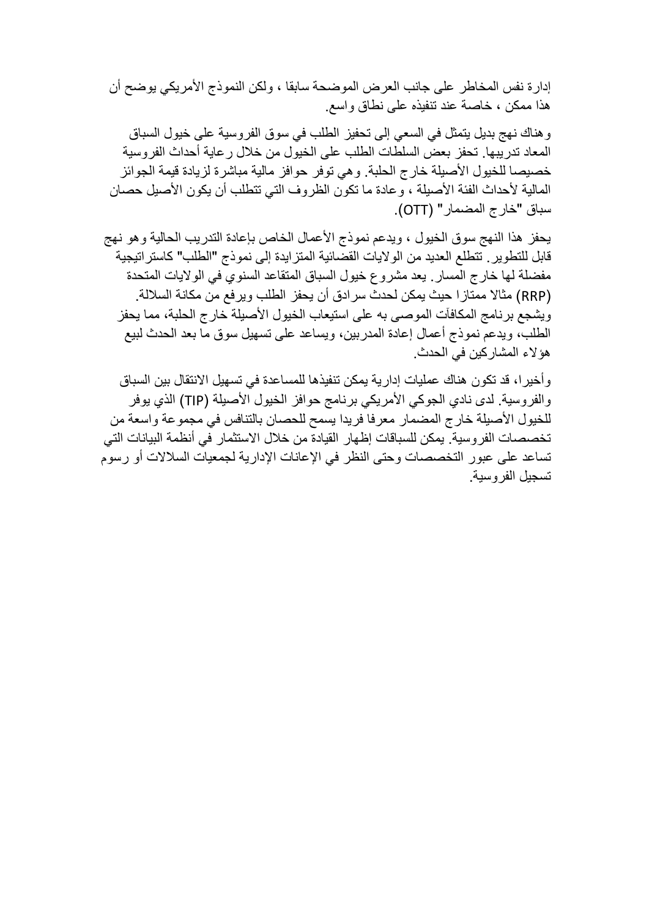إدارة نفس المخاطر على جانب العرض الموضحة سابقا ، ولكن النموذج الأمريكي يوضح أن هذا ممكن ، خاصة عند تنفيذه على نطاق واسع.

وهناك نهج بديل يتمثل في السعي إلى تحفيز الطلب في سوق الفروسية على خيول السباق المعاد تدريبها. تحفز بعض السلطات الطلب على الخيول من خلال رعاية أحداث الفروسية خصيصا للخيول الأصيلة خارج الحلبة. وهي توفر حوافز مالية مباشرة لزيادة قيمة الجوائز المالية لأحداث الفئة الأصيلة ، وعادة ما تكون الظروف التي تتطلب أن يكون الأصيل حصان سباق "خارج المضمار" (OTT).

يحفز هذا النهج سوق الخيول ، ويدعم نموذج الأعمال الخاص بإعادة التدريب الحالية وهو نهج قابل للتطوير. تتطلع العديد من الولايات القضائية المتزايدة إلى نموذج "الطلب" كاستراتيجية مفضلة لها خارج المسار. يعد مشروع خيول السباق المتقاعد السنوي في الولايات المتحدة (RRP) مثالا ممتازا حيث يمكن لحدث سرادق أن يحفز الطلب ويرفع من مكانة السلالة. ويشجع برنامج المكافآت الموصى به على استيعاب الخيول الأصيلة خارج الحلبة، مما يحفز الطلب، ويدعم نموذج أعمال إعادة المدربين، ويساعد على تسهيل سوق ما بعد الحدث لبيع هؤلاء المشاركين في الحدث.

وأخيرا، قد تكون هناك عمليات إدارية يمكن تنفيذها للمساعدة في تسهيل الانتقال بين السباق والفروسية. لدى نادي الجوكي الأمريكي برنامج حوافز الخيول الأصيلة (TIP) الذي يوفر للخيول الأصيلة خارج المضمار معرفا فريدا يسمح للحصان بالتنافس في مجموعة واسعة من تخصصات الفروسية. يمكن للسباقات إظهار القيادة من خلال الاستثمار في أنظمة البيانات التي تساعد على عبور التخصصات وحتى النظر في الإعانات الإدارية لجمعيات السلالات أو رسوم تسجيل الفروسية.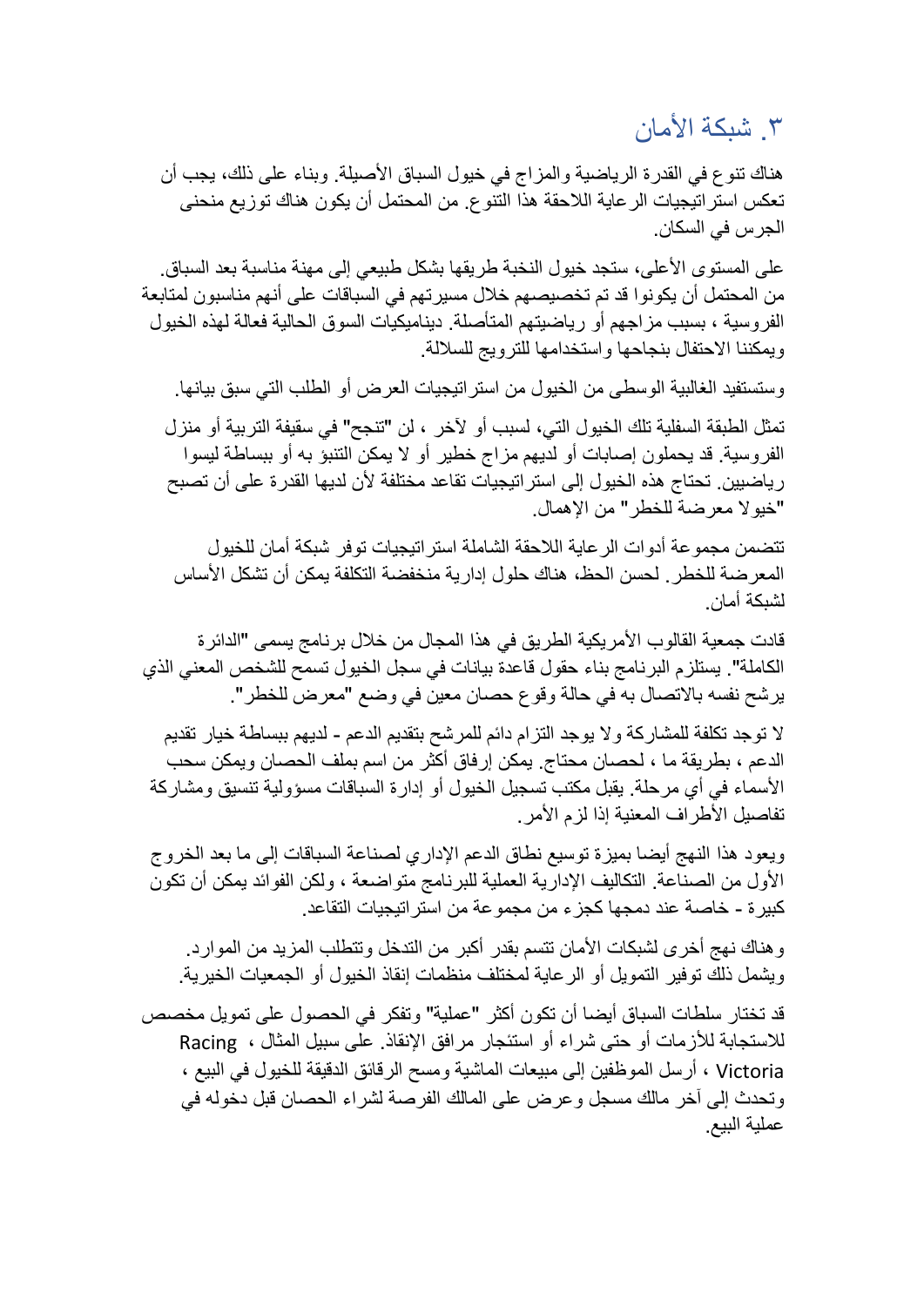## ٣. شبكة الأمان

هناك تنوع في القدرة الرياضية والمزاج في خيول السباق الأصيلة. وبناء على ذلك، يجب أن تعكس استراتيجيات الرعاية اللاحقة هذا التنوع. من المحتمل أن يكون هناك توزيع منحنى الجرس في السكان.

على المستوى الأعلى، ستجد خيول النخبة طريقها بشكل طبيعي إلى مهنة مناسبة بعد السباق. من المحتمل أن يكونوا قد تم تخصيصهم خلال مسيرتهم في السباقات على أنهم مناسبون لمتابعة الفروسية ، بسبب مزاجهم أو رياضيتهم المتأصلة. ديناميكيات السوق الحالية فعالة لهذه الخيول ويمكننا الاحتفال بنجاحها واستخدامها للترويج للسلالة.

وستستفيد الغالبية الوسطى من الخيول من استراتيجيات العرض أو الطلب التي سبق بيانها.

تمثل الطبقة السفلية تلك الخيول التي، لسبب أو لآخر ، لن "تنجح" في سقيفة التربية أو منزل الفروسية. قد يحملون إصابات أو لديهم مزاج خطير أو لا يمكن التنبؤ به أو ببساطة ليسوا رياضيين. تحتاج هذه الخيول إلى استراتيجيات تقاعد مختلفة لأن لديها القدرة على أن تصبح "خيولا معرضة للخطر" من الإهمال.

تتضمن مجموعة أدوات الرعاية اللاحقة الشاملة استراتيجيات توفر شبكة أمان للخيول المعرضة للخطر. لحسن الحظ، هناك حلول إدارية منخفضة التكلفة يمكن أن تشكل الأساس لشبكة أمان.

قادت جمعية القالوب الأمريكية الطريق في هذا المجال من خلال برنامج يسمى "الدائرة الكاملة". يستلزم البرنامج بناء حقول قاعدة بيانات في سجل الخيول تسمح للشخص المعني الذي يرشح نفسه بالاتصال به في حالة وقوع حصان معين في وضع "معرض للخطر".

لا توجد تكلفة للمشاركة ولا يوجد التزام دائم للمرشح بتقديم الدعم - لديهم ببساطة خيار تقديم الدعم ، بطريقة ما ، لحصان محتاج. يمكن إرفاق أكثر من اسم بملف الحصان ويمكن سحب الأسماء في أي مرحلة. يقبل مكتب تسجيل الخيول أو إدارة السباقات مسؤولية تنسيق ومشاركة تفاصيل الأطراف المعنية إذا لزم الأمر.

ويعود هذا النهج أيضا بميزة توسيع نطاق الدعم الإداري لصناعة السباقات إلى ما بعد الخروج الأول من الصناعة. التكاليف الإدارية العملية للبرنامج متواضعة ، ولكن الفوائد يمكن أن تكون كبيرة - خاصة عند دمجها كجزء من مجموعة من استراتيجيات التقاعد.

وهناك نهج أخرى لشبكات الأمان تتسم بقدر أكبر من التدخل وتتطلب المزيد من الموارد. ويشمل ذلك توفير التمويل أو الرعاية لمختلف منظمات إنقاذ الخيول أو الجمعيات الخيرية.

قد تختار سلطات السباق أيضا أن تكون أكثر "عملية" وتفكر في الحصول على تمويل مخصص للاستجابة للأزمات أو حتى شراء أو استئجار مرافق الإنقاذ. على سبيل المثال ، Racing Victoria ، أرسل الموظفين إلى مبيعات الماشية ومسح الرقائق الدقيقة للخيول في البيع ، وتحدث إلى آخر مالك مسجل وعرض على المالك الفرصة لشراء الحصان قبل دخوله في عملية البيع.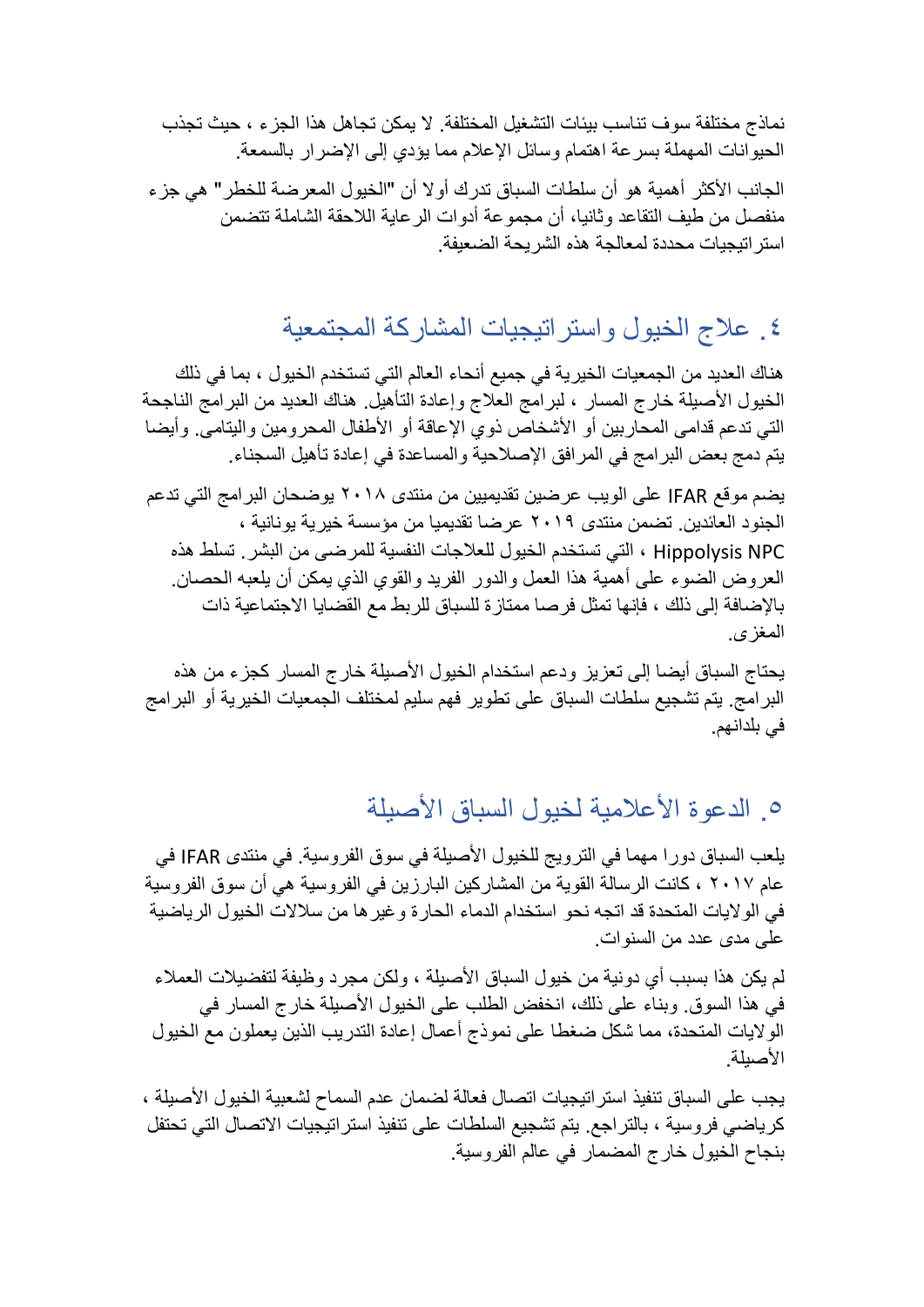نماذج مختلفة سوف تناسب بيئات التشغيل المختلفة. لا يمكن تجاهل هذا الجزء ، حيث تجذب الحيوانات المهملة بسرعة اهتمام وسائل الإعلام مما يؤدي إلى الإضرار بالسمعة.

الجانب الأكثر أهمية هو أن سلطات السباق تدرك أولا أن "الخيول المعرضة للخطر" هي جزء منفصل من طيف التقاعد وثانيا، أن مجموعة أدوات الرعاية اللاحقة الشاملة تتضمن استراتيجيات محددة لمعالجة هذه الشريحة الضعيفة.

## ٤. علاج الخيول واستراتيجيات المشاركة المجتمعية

هناك العديد من الجمعيات الخيرية في جميع أنحاء العالم التي تستخدم الخيول ، بما في ذلك الخيول الأصيلة خارج المسار ، لبرامج العلاج وإعادة التأهيل. هناك العديد من البرامج الناجحة التي تدعم قدامى المحاربين أو الأشخاص ذوي الإعاقة أو الأطفال المحرومين واليتامى. وأيضا يتم دمج بعض البرامج في المرافق الإصلاحية والمساعدة في إعادة تأهيل السجناء.

يضم موقع IFAR على الويب عرضين تقديميين من منتدى ٢٠١٨ يوضحان البرامج التي تدعم الجنود العائدين. تضمن منتدى ٢٠١٩ عرضا تقديميا من مؤسسة خيرية يونانية ، Hippolysis NPC ، التي تستخدم الخيول للعلاجات النفسية للمرضى من البشر. تسلط هذه العروض الضوء على أهمية هذا العمل والدور الفريد والقوي الذي يمكن أن يلعبه الحصان. بالإضافة إلى ذلك ، فإنها تمثل فرصا ممتازة للسباق للربط مع القضايا الاجتماعية ذات المغزى.

يحتاج السباق أيضا إلى تعزيز ودعم استخدام الخيول الأصيلة خارج المسار كجزء من هذه البرامج. يتم تشجيع سلطات السباق على تطوير فهم سليم لمختلف الجمعيات الخيرية أو البرامج في بلدانهم.

## ٥. الدعوة الأعلامية لخيول السباق الأصيلة

يلعب السباق دورا مهما في الترويج للخيول الأصيلة في سوق الفروسية. في منتدى IFAR في عام ٢٠١٧ ، كانت الرسالة القوية من المشاركين البارزين في الفروسية هي أن سوق الفروسية في الولايات المتحدة قد اتجه نحو استخدام الدماء الحارة وغيرها من سلالات الخيول الرياضية على مدى عدد من السنوات.

لم يكن هذا بسبب أي دونية من خيول السباق الأصيلة ، ولكن مجرد وظيفة لتفضيلات العملاء في هذا السوق. وبناء على ذلك، انخفض الطلب على الخيول الأصيلة خارج المسار في الولايات المتحدة، مما شكل ضغطا على نموذج أعمال إعادة التدريب الذين يعملون مع الخيول الأصيلة.

يجب على السباق تنفيذ استراتيجيات اتصال فعالة لضمان عدم السماح لشعبية الخيول الأصيلة ، كرياضي فروسية ، بالتراجع. يتم تشجيع السلطات على تنفيذ استراتيجيات الاتصال التي تحتفل بنجاح الخيول خارج المضمار في عالم الفروسية.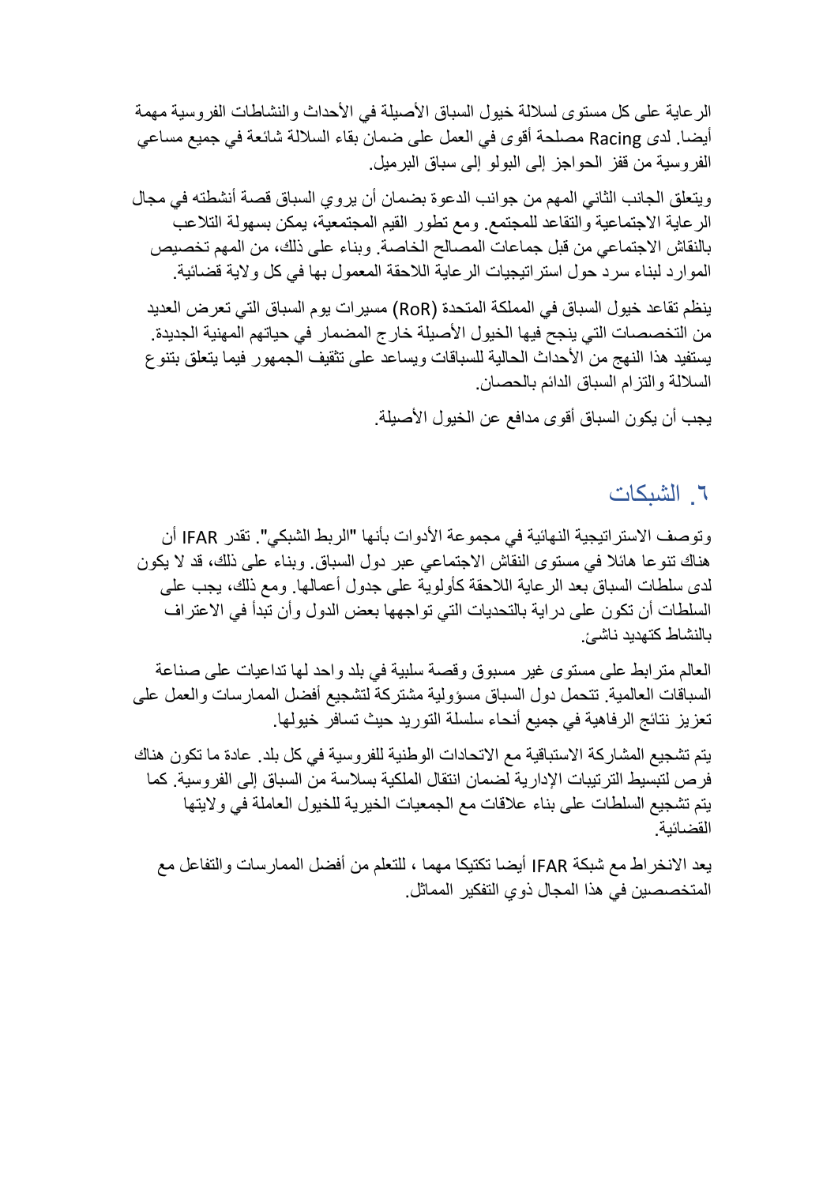الرعاية على كل مستوى لسلالة خيول السباق الأصيلة في الأحداث والنشاطات الفروسية مهمة أيضا. لدى Racing مصلحة أقوى في العمل على ضمان بقاء السلالة شائعة في جميع مساعي الفروسية من قفز الحواجز إلى البولو إلى سباق البرميل.

ويتعلق الجانب الثاني المهم من جوانب الدعوة بضمان أن يروي السباق قصة أنشطته في مجال الرعاية الاجتماعية والتقاعد للمجتمع. ومع تطور القيم المجتمعية، يمكن بسهولة التلاعب بالنقاش الاجتماعي من قبل جماعات المصالح الخاصة. وبناء على ذلك، من المهم تخصيص الموارد لبناء سرد حول استراتيجيات الرعاية اللاحقة المعمول بها في كل ولاية قضائية.

ينظم تقاعد خيول السباق في المملكة المتحدة (RoR) مسيرات يوم السباق التي تعرض العديد من التخصصات التي ينجح فيها الخيول الأصيلة خارج المضمار في حياتهم المهنية الجديدة. يستفيد هذا النهج من الأحداث الحالية للسباقات ويساعد على تثقيف الجمهور فيما يتعلق بتنوع السلالة والتزام السباق الدائم بالحصان.

يجب أن يكون السباق أقوى مدافع عن الخيول الأصيلة.

## ٦. الشبكات

وتوصف الاستراتيجية النهائية في مجموعة الأدوات بأنها "الربط الشبكي". تقدر IFAR أن هناك تنوعا هائلا في مستوى النقاش الاجتماعي عبر دول السباق. وبناء على ذلك، قد لا يكون لدى سلطات السباق بعد الرعاية اللاحقة كأولوية على جدول أعمالها. ومع ذلك، يجب على السلطات أن تكون على دراية بالتحديات التي تواجهها بعض الدول وأن تبدأ في الاعتراف بالنشاط كتهديد ناشئ.

العالم مترابط على مستوى غير مسبوق وقصة سلبية في بلد واحد لها تداعيات على صناعة السباقات العالمية. تتحمل دول السباق مسؤولية مشتركة لتشجيع أفضل الممارسات والعمل على تعزيز نتائج الرفاهية في جميع أنحاء سلسلة التوريد حيث تسافر خيولها.

يتم تشجيع المشاركة الاستباقية مع الاتحادات الوطنية للفروسية في كل بلد. عادة ما تكون هناك فرص لتبسيط الترتيبات الإدارية لضمان انتقال الملكية بسلاسة من السباق إلى الفروسية. كما يتم تشجيع السلطات على بناء علاقات مع الجمعيات الخيرية للخيول العاملة في ولايتها القضائية.

يعد الانخراط مع شبكة IFAR أيضا تكتيكا مهما ، للتعلم من أفضل الممارسات والتفاعل مع المتخصصين في هذا المجال ذوي التفكير المماثل.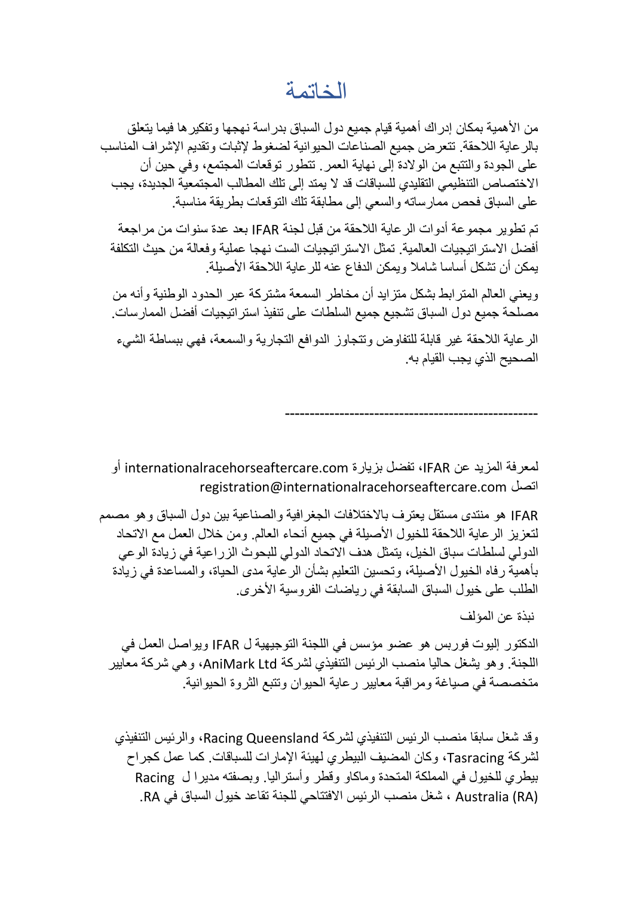# الخاتمة

من الأهمية بمكان إدراك أهمية قيام جميع دول السباق بدراسة نهجها وتفكيرها فيما يتعلق بالرعاية اللاحقة. تتعرض جميع الصناعات الحيوانية لضغوط لإثبات وتقديم الإشراف المناسب على الجودة والتتبع من الولادة إلى نهاية العمر. تتطور توقعات المجتمع، وفي حين أن الاختصاص التنظيمي التقليدي للسباقات قد لا يمتد إلى تلك المطالب المجتمعية الجديدة، يجب على السباق فحص ممارساته والسعي إلى مطابقة تلك التوقعات بطريقة مناسبة.

تم تطوير مجموعة أدوات الرعاية اللاحقة من قبل لجنة IFAR بعد عدة سنوات من مراجعة أفضل الاستراتيجيات العالمية. تمثل الاستراتيجيات الست نهجا عملية وفعالة من حيث التكلفة يمكن أن تشكل أساسا شاملا ويمكن الدفاع عنه للرعاية اللاحقة الأصيلة.

ويعني العالم المترابط بشكل متزايد أن مخاطر السمعة مشتركة عبر الحدود الوطنية وأنه من مصلحة جميع دول السباق تشجيع جميع السلطات على تنفيذ استراتيجيات أفضل الممارسات.

الرعاية اللاحقة غير قابلة للتفاوض وتتجاوز الدوافع التجارية والسمعة، فهي ببساطة الشيء الصحيح الذي يجب القيام به.

---

لمعرفة المزيد عن IFAR، تفضل بزيارة internationalracehorseaftercare.com أو اتصل registration@internationalracehorseaftercare.com

IFAR هو منتدى مستقل يعترف بالاختلافات الجغرافية والصناعية بين دول السباق وهو مصمم لتعزيز الرعاية اللاحقة للخيول الأصيلة في جميع أنحاء العالم. ومن خلال العمل مع الاتحاد الدولي لسلطات سباق الخيل، يتمثل هدف الاتحاد الدولي للبحوث الزراعية في زيادة الوعي بأهمية رفاه الخيول الأصيلة، وتحسين التعليم بشأن الرعاية مدى الحياة، والمساعدة في زيادة الطلب على خيول السباق السابقة في رياضات الفروسية الأخرى.

نبذة عن المؤلف

الدكتور إليوت فوربس هو عضو مؤسس في اللجنة التوجيهية ل IFAR ويواصل العمل في اللجنة. وهو يشغل حاليا منصب الرئيس التنفيذي لشركة AniMark Ltd، وهي شركة معايير متخصصة في صياغة ومراقبة معايير رعاية الحيوان وتتبع الثروة الحيوانية.

وقد شغل سابقا منصب الرئيس التنفيذي لشركة Racing Queensland، والرئيس التنفيذي لشركة Tasracing، وكان المضيف البيطري لهيئة الإمارات للسباقات. كما عمل كجراح بيطري للخيول في المملكة المتحدة وماكاو وقطر وأستراليا. وبصفته مديرا ل Racing Australia (RA) ، شغل منصب الرئيس الافتتاحي للجنة تقاعد خيول السباق في RA.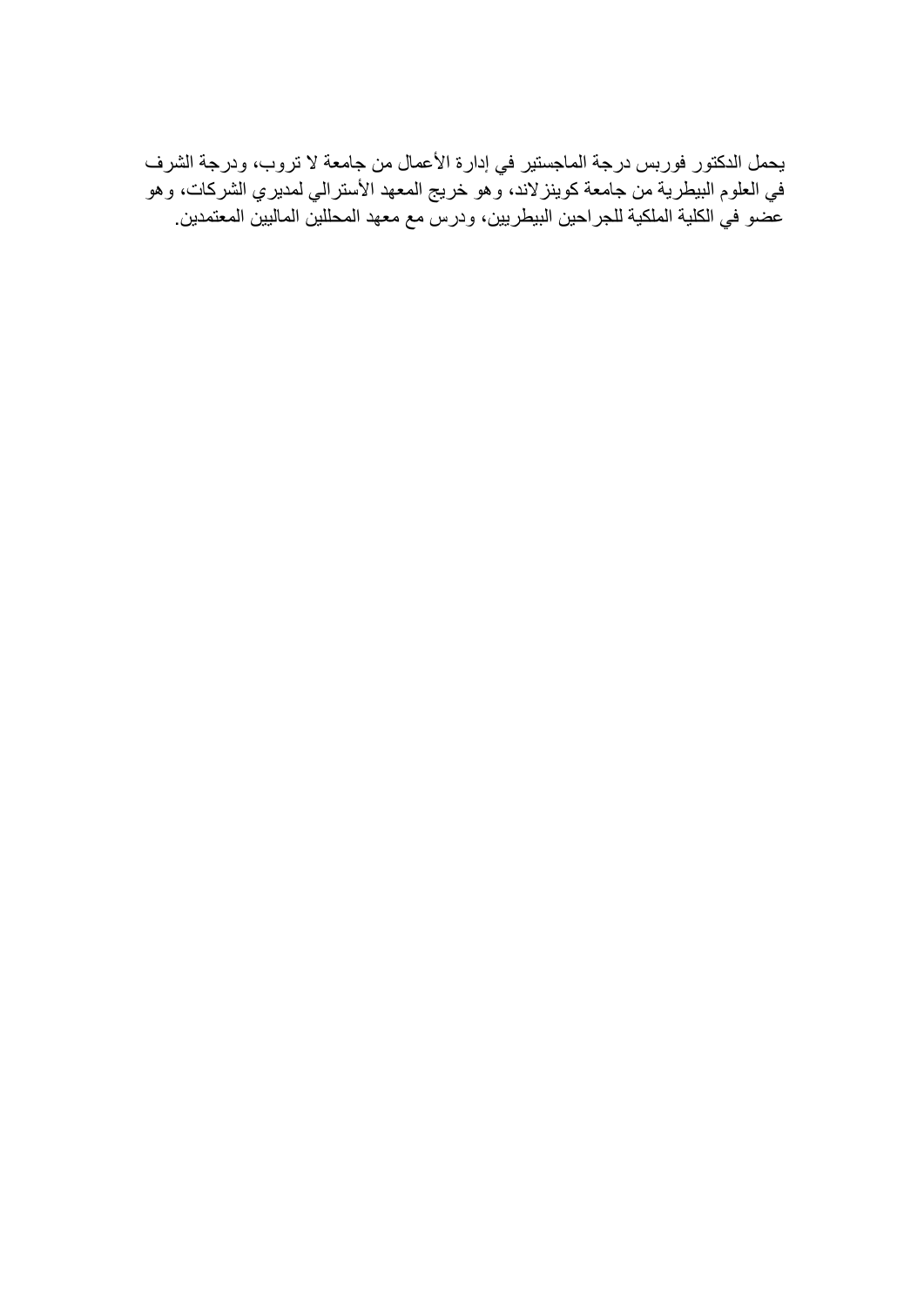يحمل الدكتور فوربس درجة الماجستير في إدارة الأعمال من جامعة لا تروب، ودرجة الشرف في العلوم البيطرية من جامعة كوينزلاند، وهو خريج المعهد الأسترالي لمديري الشركات، وهو عضو في الكلية الملكية للجراحين البيطريين، ودرس مع معهد المحللين الماليين المعتمدين.